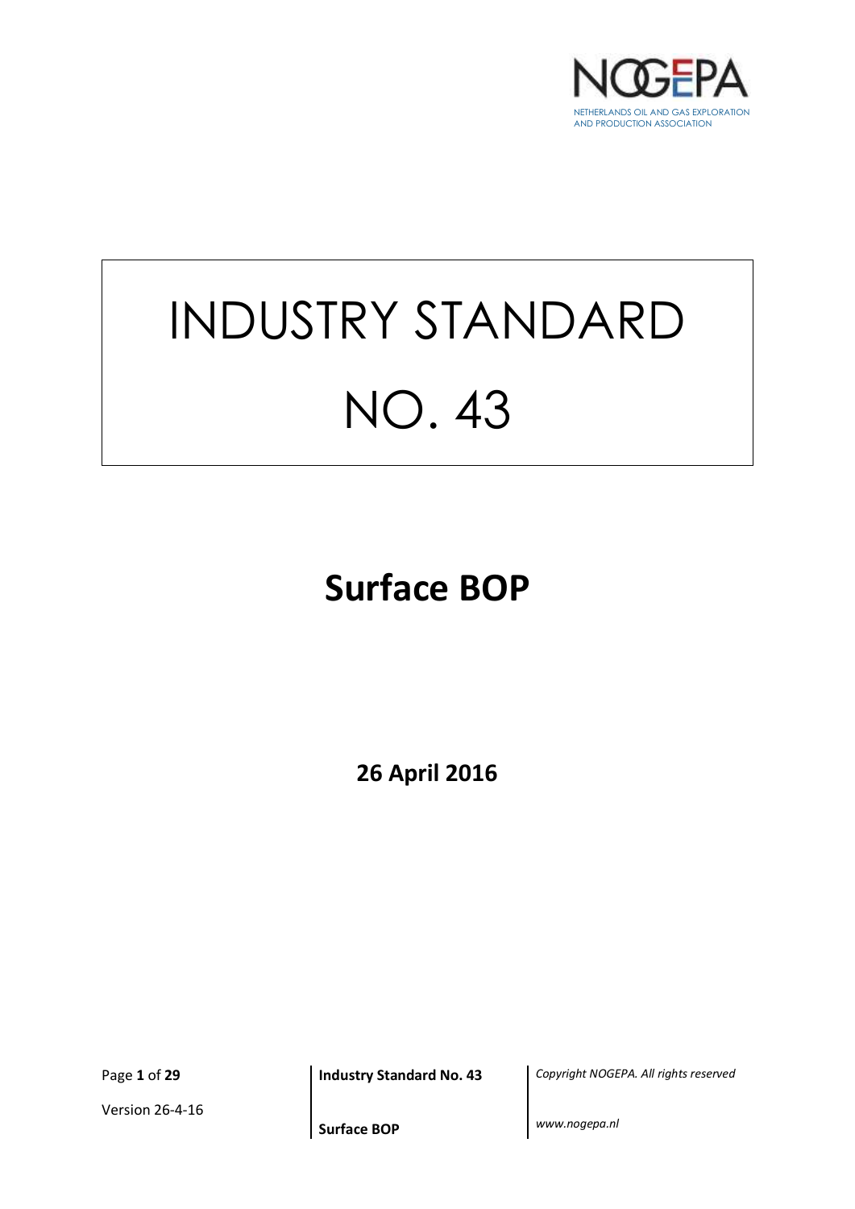NOGEPA

NETHERLANDS OIL AND GAS EXPLORATION AND PRODUCTION ASSOCIATION

# INDUSTRY STANDARD NO. 43

## Surface BOP

**26 April 2016**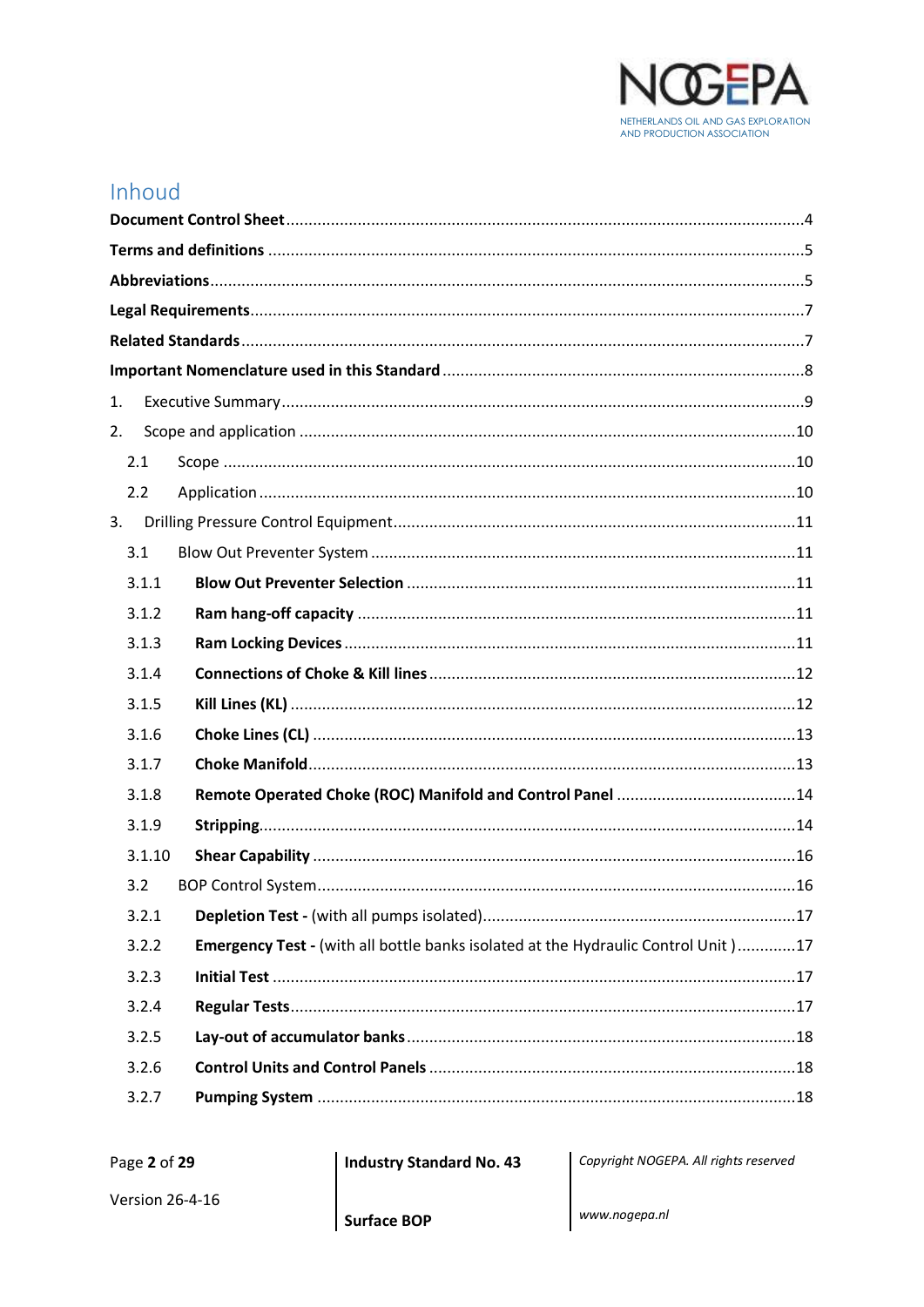# Inhoud

**Document Control Sheet** .......... 4

**Terms and definitions** .......... 5

**Abbreviations** .......... 5

**Legal Requirements** .......... 7

**Related Standards** .......... 7

**Important Nomenclature used in this Standard** .......... 8

1. Executive Summary .......... 9
2. Scope and application .......... 10
   - 2.1 Scope .......... 10
   - 2.2 Application .......... 10
3. Drilling Pressure Control Equipment .......... 11
   - 3.1 Blow Out Preventer System .......... 11
     - 3.1.1 **Blow Out Preventer Selection** .......... 11
     - 3.1.2 **Ram hang-off capacity** .......... 11
     - 3.1.3 **Ram Locking Devices** .......... 11
     - 3.1.4 **Connections of Choke & Kill lines** .......... 12
     - 3.1.5 **Kill Lines (KL)** .......... 12
     - 3.1.6 **Choke Lines (CL)** .......... 13
     - 3.1.7 **Choke Manifold** .......... 13
     - 3.1.8 **Remote Operated Choke (ROC) Manifold and Control Panel** .......... 14
     - 3.1.9 **Stripping** .......... 14
     - 3.1.10 **Shear Capability** .......... 16
   - 3.2 BOP Control System .......... 16
     - 3.2.1 **Depletion Test -** (with all pumps isolated) .......... 17
     - 3.2.2 **Emergency Test -** (with all bottle banks isolated at the Hydraulic Control Unit ) .......... 17
     - 3.2.3 **Initial Test** .......... 17
     - 3.2.4 **Regular Tests** .......... 17
     - 3.2.5 **Lay-out of accumulator banks** .......... 18
     - 3.2.6 **Control Units and Control Panels** .......... 18
     - 3.2.7 **Pumping System** .......... 18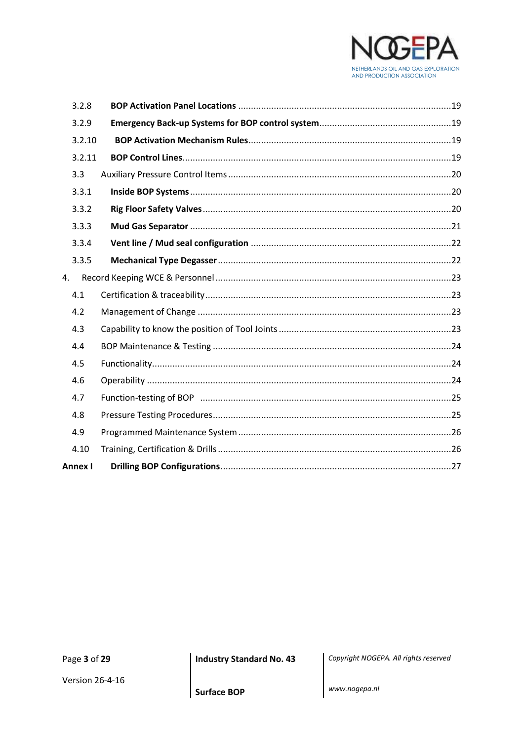3.2.8 **BOP Activation Panel Locations** .......... 19

3.2.9 **Emergency Back-up Systems for BOP control system** .......... 19

3.2.10 **BOP Activation Mechanism Rules** .......... 19

3.2.11 **BOP Control Lines** .......... 19

3.3 Auxiliary Pressure Control Items .......... 20

3.3.1 **Inside BOP Systems** .......... 20

3.3.2 **Rig Floor Safety Valves** .......... 20

3.3.3 **Mud Gas Separator** .......... 21

3.3.4 **Vent line / Mud seal configuration** .......... 22

3.3.5 **Mechanical Type Degasser** .......... 22

4. Record Keeping WCE & Personnel .......... 23

4.1 Certification & traceability .......... 23

4.2 Management of Change .......... 23

4.3 Capability to know the position of Tool Joints .......... 23

4.4 BOP Maintenance & Testing .......... 24

4.5 Functionality .......... 24

4.6 Operability .......... 24

4.7 Function-testing of BOP .......... 25

4.8 Pressure Testing Procedures .......... 25

4.9 Programmed Maintenance System .......... 26

4.10 Training, Certification & Drills .......... 26

**Annex I** **Drilling BOP Configurations** .......... 27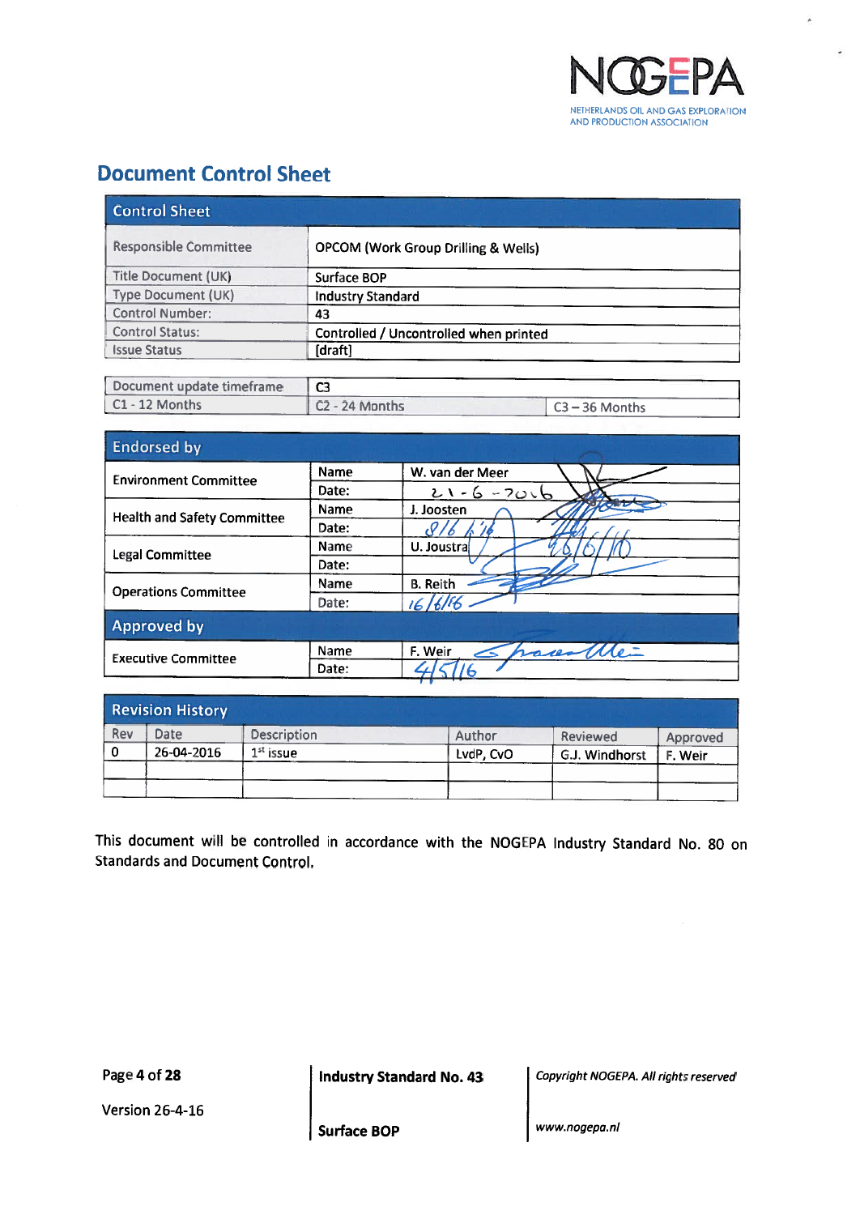# Document Control Sheet

| Control Sheet | |
|---|---|
| Responsible Committee | OPCOM (Work Group Drilling & Wells) |
| Title Document (UK) | Surface BOP |
| Type Document (UK) | Industry Standard |
| Control Number: | 43 |
| Control Status: | Controlled / Uncontrolled when printed |
| Issue Status | [draft] |

| Document update timeframe | C3 | |
|---|---|---|
| C1 - 12 Months | C2 - 24 Months | C3 – 36 Months |

| Endorsed by | | |
|---|---|---|
| Environment Committee | Name | W. van der Meer |
| | Date: | 21-6-2016 |
| Health and Safety Committee | Name | J. Joosten |
| | Date: | 8/6/16 |
| Legal Committee | Name | U. Joustra |
| | Date: | 16/6/16 |
| Operations Committee | Name | B. Reith |
| | Date: | 16/6/16 |
| **Approved by** | | |
| Executive Committee | Name | F. Weir |
| | Date: | 4/5/16 |

| Rev | Date | Description | Author | Reviewed | Approved |
|---|---|---|---|---|---|
| 0 | 26-04-2016 | 1st issue | LvdP, CvO | G.J. Windhorst | F. Weir |
| | | | | | |
| | | | | | |

This document will be controlled in accordance with the NOGEPA Industry Standard No. 80 on Standards and Document Control.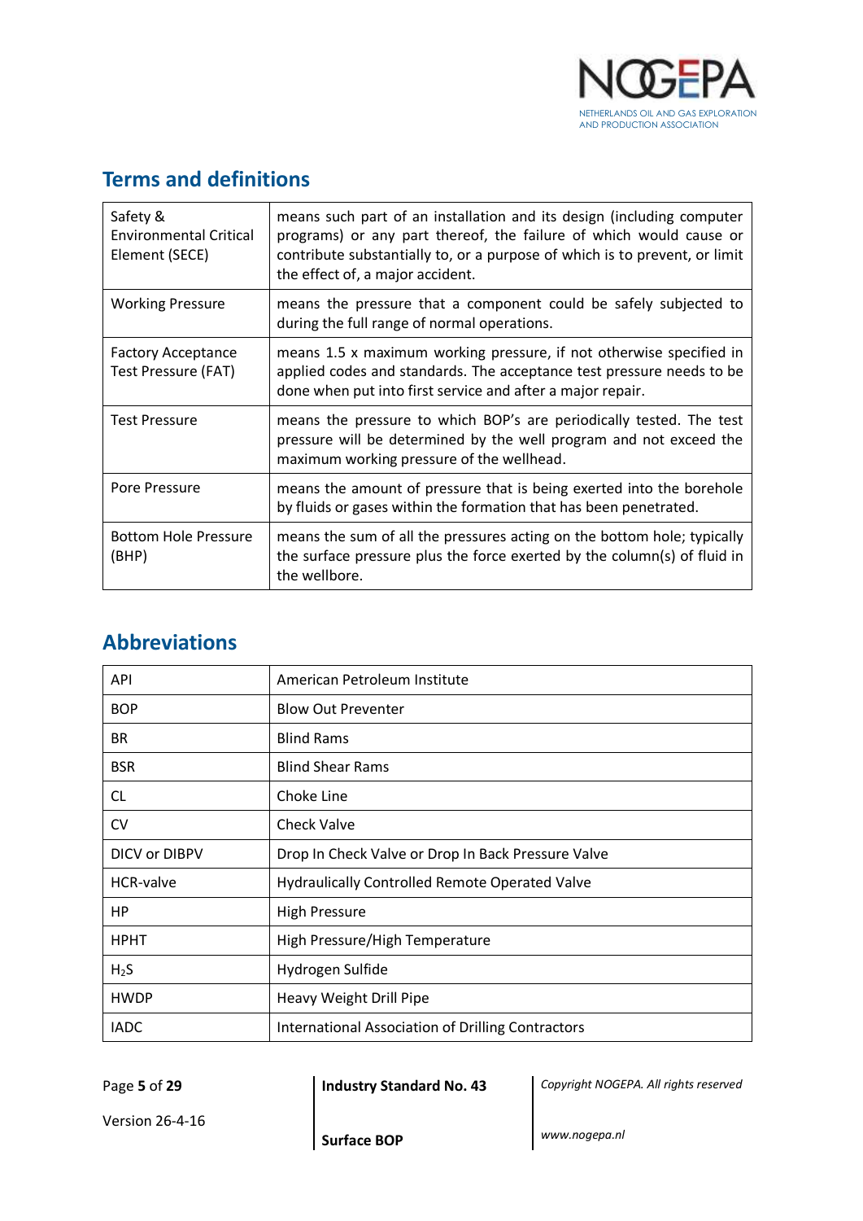## Terms and definitions

| | |
|---|---|
| Safety & Environmental Critical Element (SECE) | means such part of an installation and its design (including computer programs) or any part thereof, the failure of which would cause or contribute substantially to, or a purpose of which is to prevent, or limit the effect of, a major accident. |
| Working Pressure | means the pressure that a component could be safely subjected to during the full range of normal operations. |
| Factory Acceptance Test Pressure (FAT) | means 1.5 x maximum working pressure, if not otherwise specified in applied codes and standards. The acceptance test pressure needs to be done when put into first service and after a major repair. |
| Test Pressure | means the pressure to which BOP's are periodically tested. The test pressure will be determined by the well program and not exceed the maximum working pressure of the wellhead. |
| Pore Pressure | means the amount of pressure that is being exerted into the borehole by fluids or gases within the formation that has been penetrated. |
| Bottom Hole Pressure (BHP) | means the sum of all the pressures acting on the bottom hole; typically the surface pressure plus the force exerted by the column(s) of fluid in the wellbore. |

## Abbreviations

| | |
|---|---|
| API | American Petroleum Institute |
| BOP | Blow Out Preventer |
| BR | Blind Rams |
| BSR | Blind Shear Rams |
| CL | Choke Line |
| CV | Check Valve |
| DICV or DIBPV | Drop In Check Valve or Drop In Back Pressure Valve |
| HCR-valve | Hydraulically Controlled Remote Operated Valve |
| HP | High Pressure |
| HPHT | High Pressure/High Temperature |
| $H_2S$ | Hydrogen Sulfide |
| HWDP | Heavy Weight Drill Pipe |
| IADC | International Association of Drilling Contractors |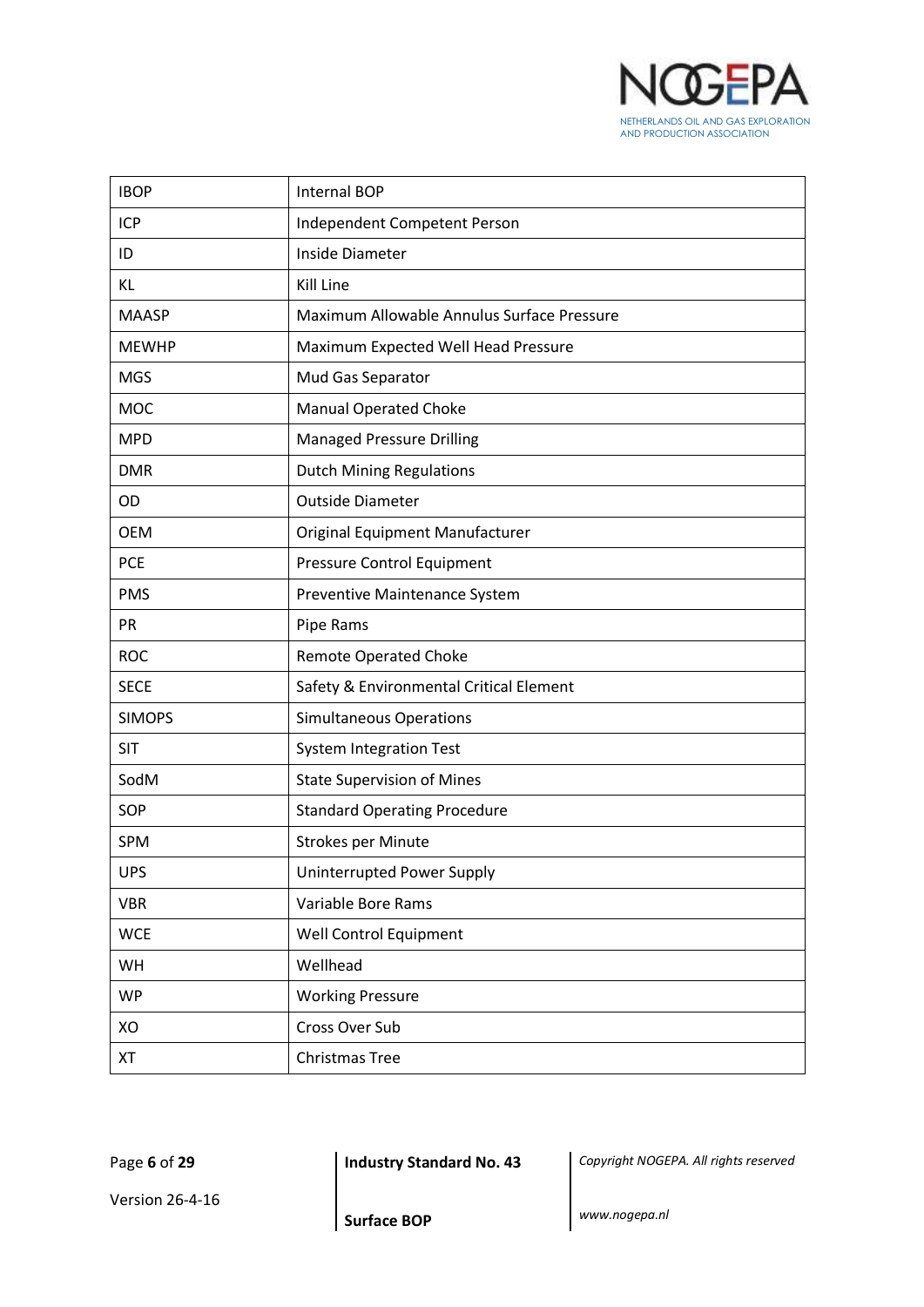| IBOP | Internal BOP |
|---|---|
| ICP | Independent Competent Person |
| ID | Inside Diameter |
| KL | Kill Line |
| MAASP | Maximum Allowable Annulus Surface Pressure |
| MEWHP | Maximum Expected Well Head Pressure |
| MGS | Mud Gas Separator |
| MOC | Manual Operated Choke |
| MPD | Managed Pressure Drilling |
| DMR | Dutch Mining Regulations |
| OD | Outside Diameter |
| OEM | Original Equipment Manufacturer |
| PCE | Pressure Control Equipment |
| PMS | Preventive Maintenance System |
| PR | Pipe Rams |
| ROC | Remote Operated Choke |
| SECE | Safety & Environmental Critical Element |
| SIMOPS | Simultaneous Operations |
| SIT | System Integration Test |
| SodM | State Supervision of Mines |
| SOP | Standard Operating Procedure |
| SPM | Strokes per Minute |
| UPS | Uninterrupted Power Supply |
| VBR | Variable Bore Rams |
| WCE | Well Control Equipment |
| WH | Wellhead |
| WP | Working Pressure |
| XO | Cross Over Sub |
| XT | Christmas Tree |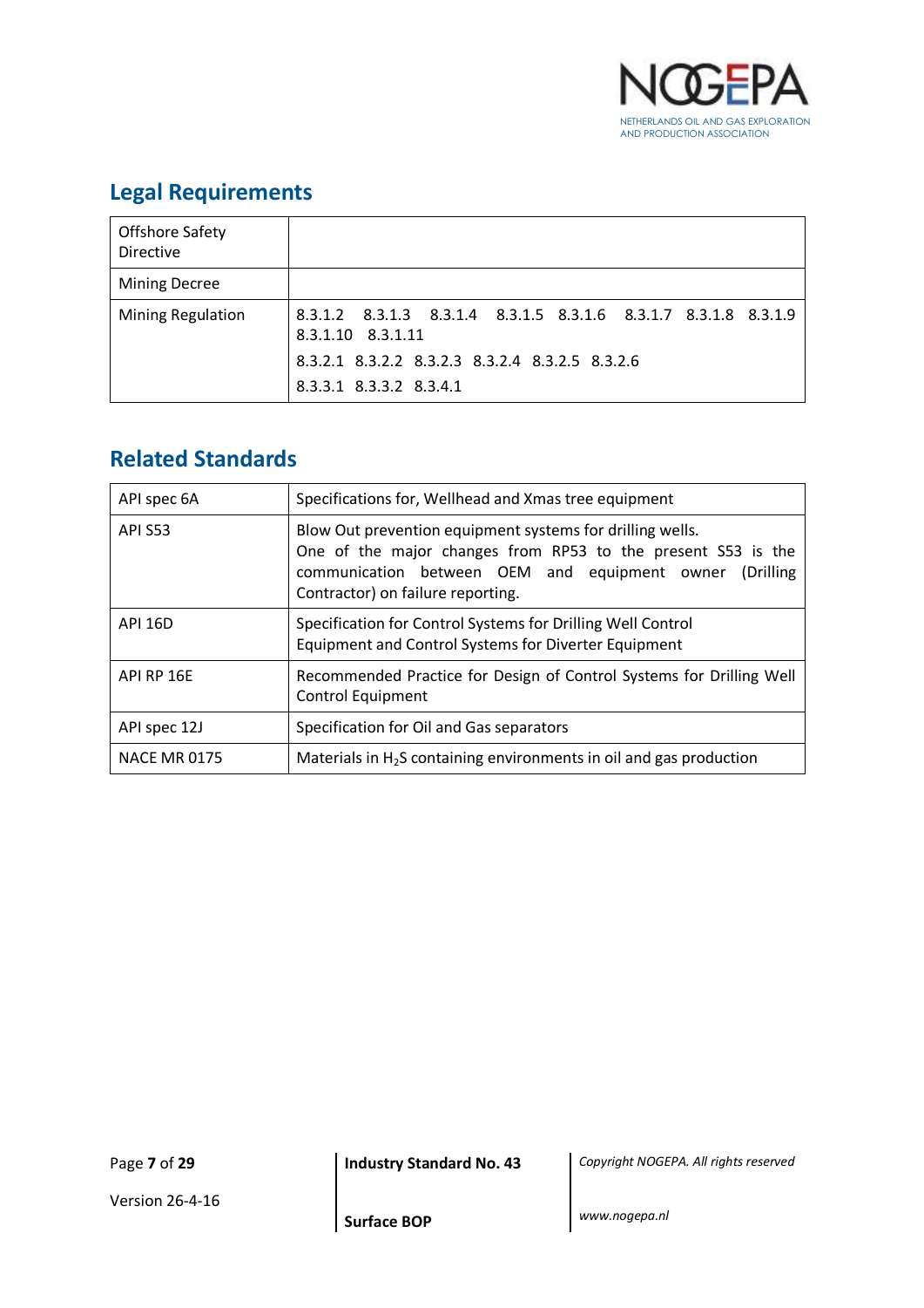## Legal Requirements

| | |
|---|---|
| Offshore Safety Directive | |
| Mining Decree | |
| Mining Regulation | 8.3.1.2 8.3.1.3 8.3.1.4 8.3.1.5 8.3.1.6 8.3.1.7 8.3.1.8 8.3.1.9 8.3.1.10 8.3.1.11<br>8.3.2.1 8.3.2.2 8.3.2.3 8.3.2.4 8.3.2.5 8.3.2.6<br>8.3.3.1 8.3.3.2 8.3.4.1 |

## Related Standards

| | |
|---|---|
| API spec 6A | Specifications for, Wellhead and Xmas tree equipment |
| API S53 | Blow Out prevention equipment systems for drilling wells.<br>One of the major changes from RP53 to the present S53 is the communication between OEM and equipment owner (Drilling Contractor) on failure reporting. |
| API 16D | Specification for Control Systems for Drilling Well Control Equipment and Control Systems for Diverter Equipment |
| API RP 16E | Recommended Practice for Design of Control Systems for Drilling Well Control Equipment |
| API spec 12J | Specification for Oil and Gas separators |
| NACE MR 0175 | Materials in $H_2S$ containing environments in oil and gas production |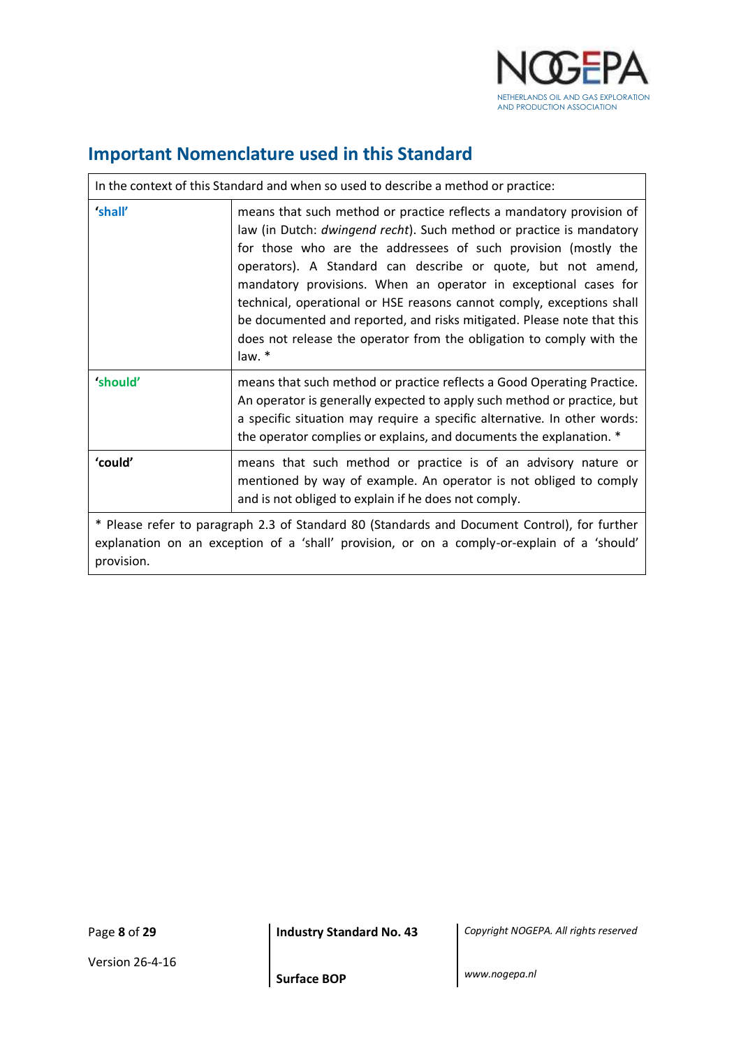## Important Nomenclature used in this Standard

| In the context of this Standard and when so used to describe a method or practice: | |
|---|---|
| **'shall'** | means that such method or practice reflects a mandatory provision of law (in Dutch: *dwingend recht*). Such method or practice is mandatory for those who are the addressees of such provision (mostly the operators). A Standard can describe or quote, but not amend, mandatory provisions. When an operator in exceptional cases for technical, operational or HSE reasons cannot comply, exceptions shall be documented and reported, and risks mitigated. Please note that this does not release the operator from the obligation to comply with the law. * |
| **'should'** | means that such method or practice reflects a Good Operating Practice. An operator is generally expected to apply such method or practice, but a specific situation may require a specific alternative. In other words: the operator complies or explains, and documents the explanation. * |
| **'could'** | means that such method or practice is of an advisory nature or mentioned by way of example. An operator is not obliged to comply and is not obliged to explain if he does not comply. |
| * Please refer to paragraph 2.3 of Standard 80 (Standards and Document Control), for further explanation on an exception of a 'shall' provision, or on a comply-or-explain of a 'should' provision. | |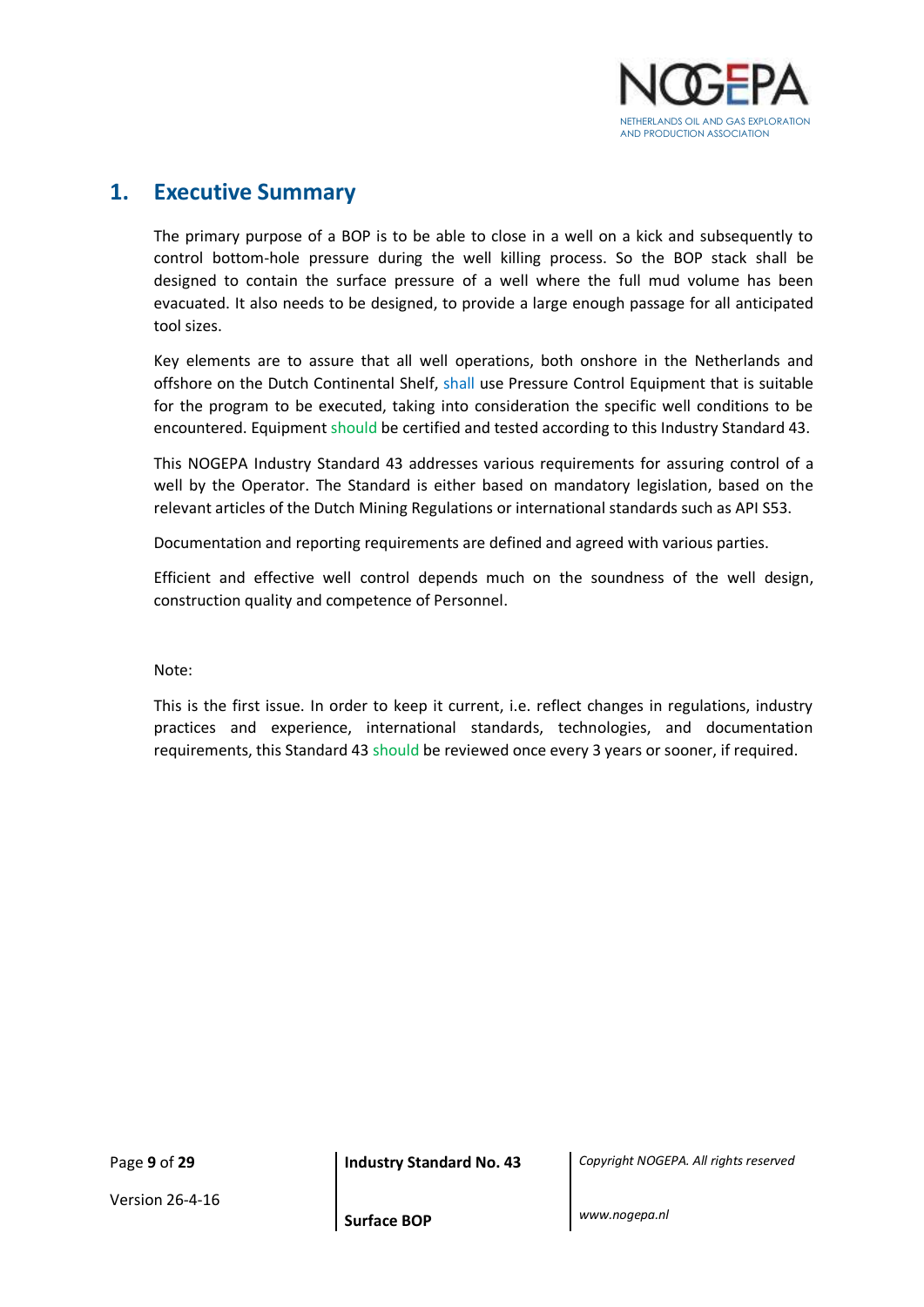# 1. Executive Summary

The primary purpose of a BOP is to be able to close in a well on a kick and subsequently to control bottom-hole pressure during the well killing process. So the BOP stack shall be designed to contain the surface pressure of a well where the full mud volume has been evacuated. It also needs to be designed, to provide a large enough passage for all anticipated tool sizes.

Key elements are to assure that all well operations, both onshore in the Netherlands and offshore on the Dutch Continental Shelf, shall use Pressure Control Equipment that is suitable for the program to be executed, taking into consideration the specific well conditions to be encountered. Equipment should be certified and tested according to this Industry Standard 43.

This NOGEPA Industry Standard 43 addresses various requirements for assuring control of a well by the Operator. The Standard is either based on mandatory legislation, based on the relevant articles of the Dutch Mining Regulations or international standards such as API S53.

Documentation and reporting requirements are defined and agreed with various parties.

Efficient and effective well control depends much on the soundness of the well design, construction quality and competence of Personnel.

Note:

This is the first issue. In order to keep it current, i.e. reflect changes in regulations, industry practices and experience, international standards, technologies, and documentation requirements, this Standard 43 should be reviewed once every 3 years or sooner, if required.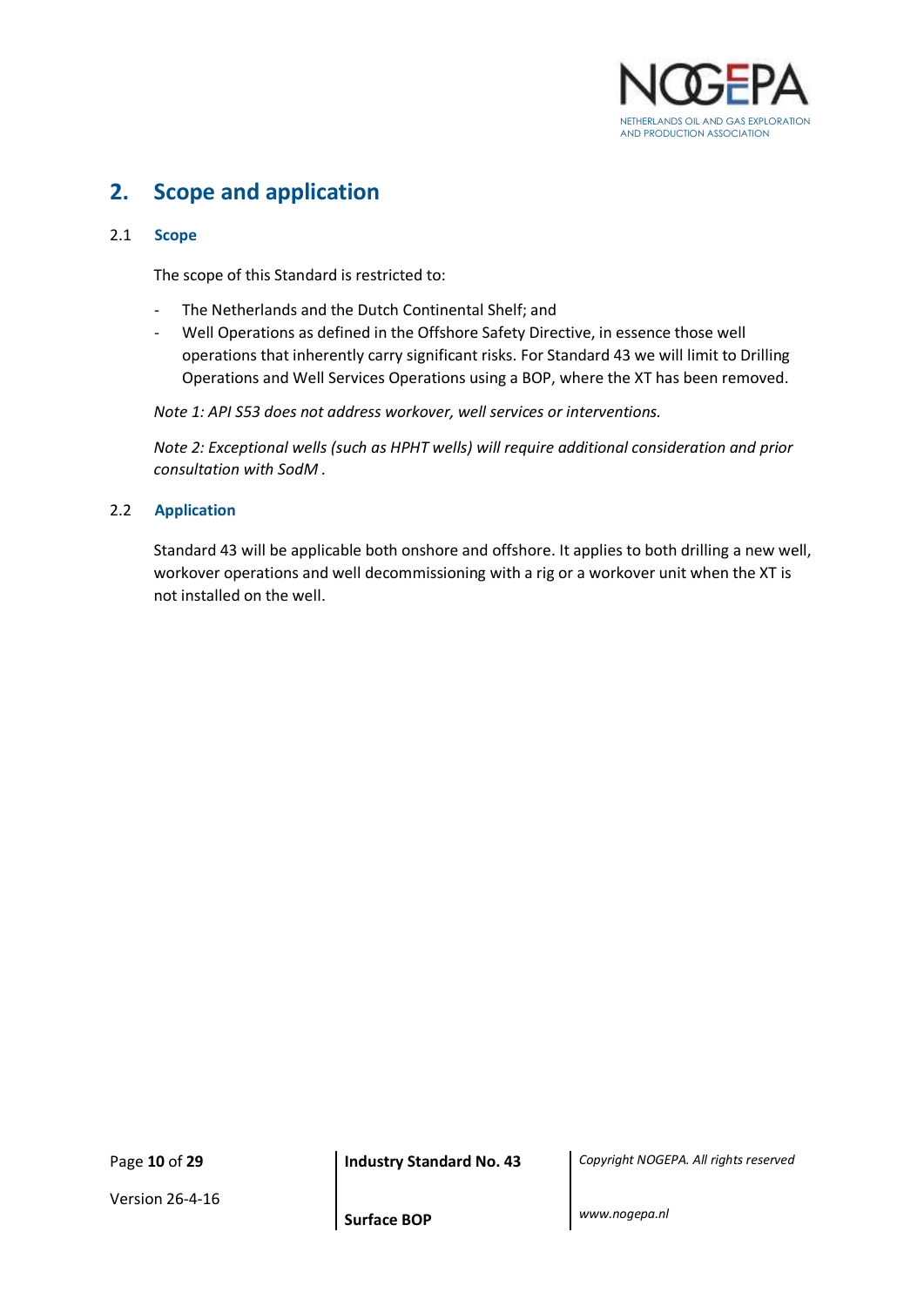# 2. Scope and application

## 2.1 Scope

The scope of this Standard is restricted to:

- The Netherlands and the Dutch Continental Shelf; and
- Well Operations as defined in the Offshore Safety Directive, in essence those well operations that inherently carry significant risks. For Standard 43 we will limit to Drilling Operations and Well Services Operations using a BOP, where the XT has been removed.

*Note 1: API S53 does not address workover, well services or interventions.*

*Note 2: Exceptional wells (such as HPHT wells) will require additional consideration and prior consultation with SodM .*

## 2.2 Application

Standard 43 will be applicable both onshore and offshore. It applies to both drilling a new well, workover operations and well decommissioning with a rig or a workover unit when the XT is not installed on the well.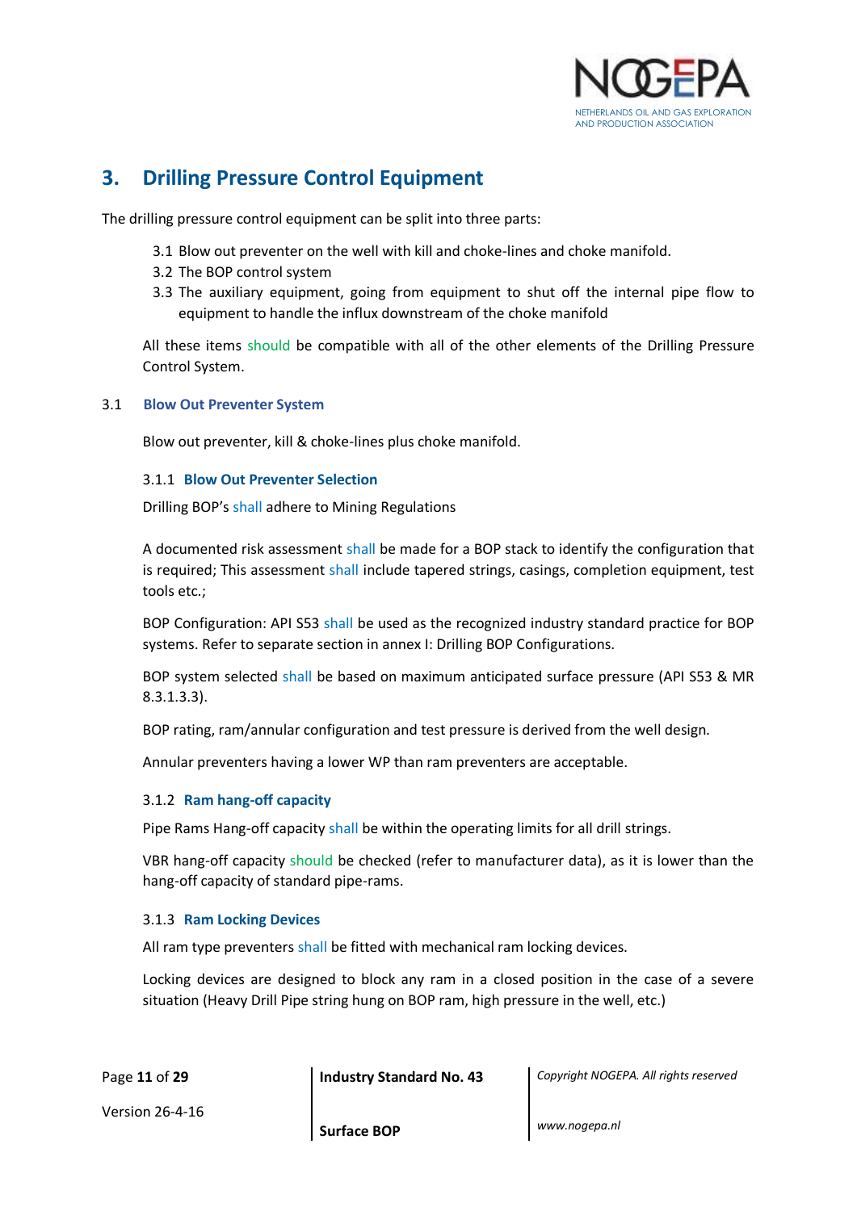# 3. Drilling Pressure Control Equipment

The drilling pressure control equipment can be split into three parts:

3.1 Blow out preventer on the well with kill and choke-lines and choke manifold.
3.2 The BOP control system
3.3 The auxiliary equipment, going from equipment to shut off the internal pipe flow to equipment to handle the influx downstream of the choke manifold

All these items should be compatible with all of the other elements of the Drilling Pressure Control System.

## 3.1 Blow Out Preventer System

Blow out preventer, kill & choke-lines plus choke manifold.

### 3.1.1 Blow Out Preventer Selection

Drilling BOP's shall adhere to Mining Regulations

A documented risk assessment shall be made for a BOP stack to identify the configuration that is required; This assessment shall include tapered strings, casings, completion equipment, test tools etc.;

BOP Configuration: API S53 shall be used as the recognized industry standard practice for BOP systems. Refer to separate section in annex I: Drilling BOP Configurations.

BOP system selected shall be based on maximum anticipated surface pressure (API S53 & MR 8.3.1.3.3).

BOP rating, ram/annular configuration and test pressure is derived from the well design.

Annular preventers having a lower WP than ram preventers are acceptable.

### 3.1.2 Ram hang-off capacity

Pipe Rams Hang-off capacity shall be within the operating limits for all drill strings.

VBR hang-off capacity should be checked (refer to manufacturer data), as it is lower than the hang-off capacity of standard pipe-rams.

### 3.1.3 Ram Locking Devices

All ram type preventers shall be fitted with mechanical ram locking devices.

Locking devices are designed to block any ram in a closed position in the case of a severe situation (Heavy Drill Pipe string hung on BOP ram, high pressure in the well, etc.)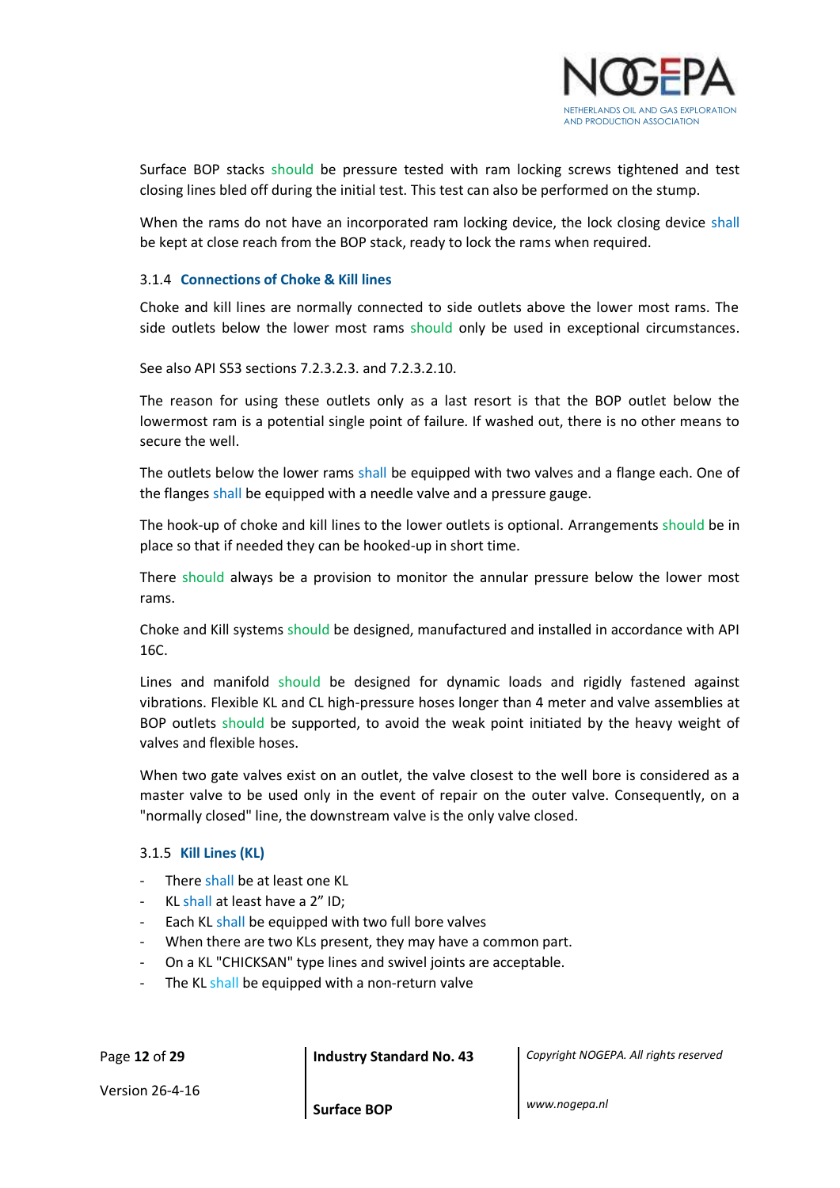Surface BOP stacks should be pressure tested with ram locking screws tightened and test closing lines bled off during the initial test. This test can also be performed on the stump.

When the rams do not have an incorporated ram locking device, the lock closing device shall be kept at close reach from the BOP stack, ready to lock the rams when required.

### 3.1.4 Connections of Choke & Kill lines

Choke and kill lines are normally connected to side outlets above the lower most rams. The side outlets below the lower most rams should only be used in exceptional circumstances.

See also API S53 sections 7.2.3.2.3. and 7.2.3.2.10.

The reason for using these outlets only as a last resort is that the BOP outlet below the lowermost ram is a potential single point of failure. If washed out, there is no other means to secure the well.

The outlets below the lower rams shall be equipped with two valves and a flange each. One of the flanges shall be equipped with a needle valve and a pressure gauge.

The hook-up of choke and kill lines to the lower outlets is optional. Arrangements should be in place so that if needed they can be hooked-up in short time.

There should always be a provision to monitor the annular pressure below the lower most rams.

Choke and Kill systems should be designed, manufactured and installed in accordance with API 16C.

Lines and manifold should be designed for dynamic loads and rigidly fastened against vibrations. Flexible KL and CL high-pressure hoses longer than 4 meter and valve assemblies at BOP outlets should be supported, to avoid the weak point initiated by the heavy weight of valves and flexible hoses.

When two gate valves exist on an outlet, the valve closest to the well bore is considered as a master valve to be used only in the event of repair on the outer valve. Consequently, on a "normally closed" line, the downstream valve is the only valve closed.

### 3.1.5 Kill Lines (KL)

- There shall be at least one KL
- KL shall at least have a 2" ID;
- Each KL shall be equipped with two full bore valves
- When there are two KLs present, they may have a common part.
- On a KL "CHICKSAN" type lines and swivel joints are acceptable.
- The KL shall be equipped with a non-return valve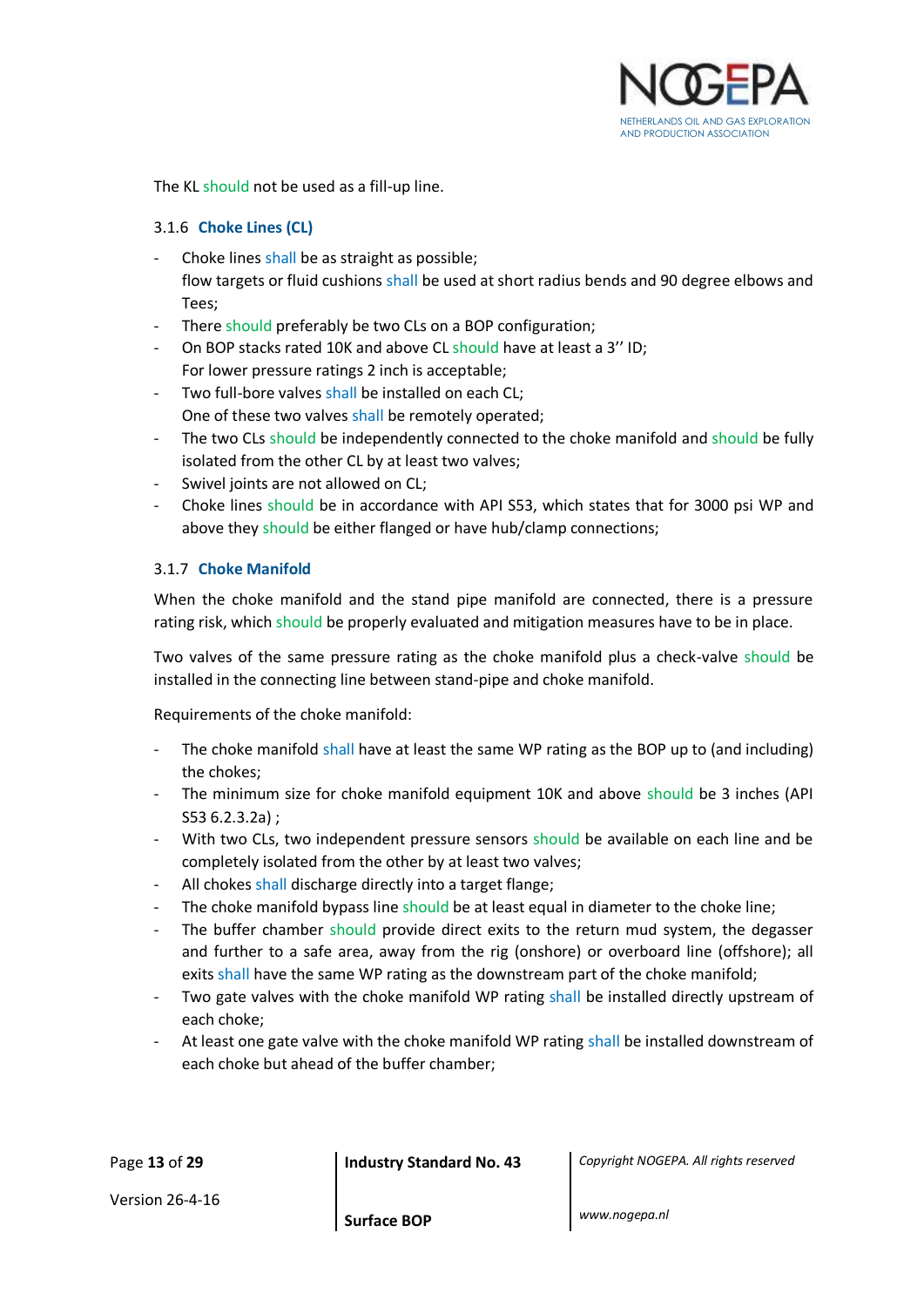The KL should not be used as a fill-up line.

### 3.1.6 Choke Lines (CL)

- Choke lines shall be as straight as possible;
  flow targets or fluid cushions shall be used at short radius bends and 90 degree elbows and Tees;
- There should preferably be two CLs on a BOP configuration;
- On BOP stacks rated 10K and above CL should have at least a 3'' ID;
  For lower pressure ratings 2 inch is acceptable;
- Two full-bore valves shall be installed on each CL;
  One of these two valves shall be remotely operated;
- The two CLs should be independently connected to the choke manifold and should be fully isolated from the other CL by at least two valves;
- Swivel joints are not allowed on CL;
- Choke lines should be in accordance with API S53, which states that for 3000 psi WP and above they should be either flanged or have hub/clamp connections;

### 3.1.7 Choke Manifold

When the choke manifold and the stand pipe manifold are connected, there is a pressure rating risk, which should be properly evaluated and mitigation measures have to be in place.

Two valves of the same pressure rating as the choke manifold plus a check-valve should be installed in the connecting line between stand-pipe and choke manifold.

Requirements of the choke manifold:

- The choke manifold shall have at least the same WP rating as the BOP up to (and including) the chokes;
- The minimum size for choke manifold equipment 10K and above should be 3 inches (API S53 6.2.3.2a) ;
- With two CLs, two independent pressure sensors should be available on each line and be completely isolated from the other by at least two valves;
- All chokes shall discharge directly into a target flange;
- The choke manifold bypass line should be at least equal in diameter to the choke line;
- The buffer chamber should provide direct exits to the return mud system, the degasser and further to a safe area, away from the rig (onshore) or overboard line (offshore); all exits shall have the same WP rating as the downstream part of the choke manifold;
- Two gate valves with the choke manifold WP rating shall be installed directly upstream of each choke;
- At least one gate valve with the choke manifold WP rating shall be installed downstream of each choke but ahead of the buffer chamber;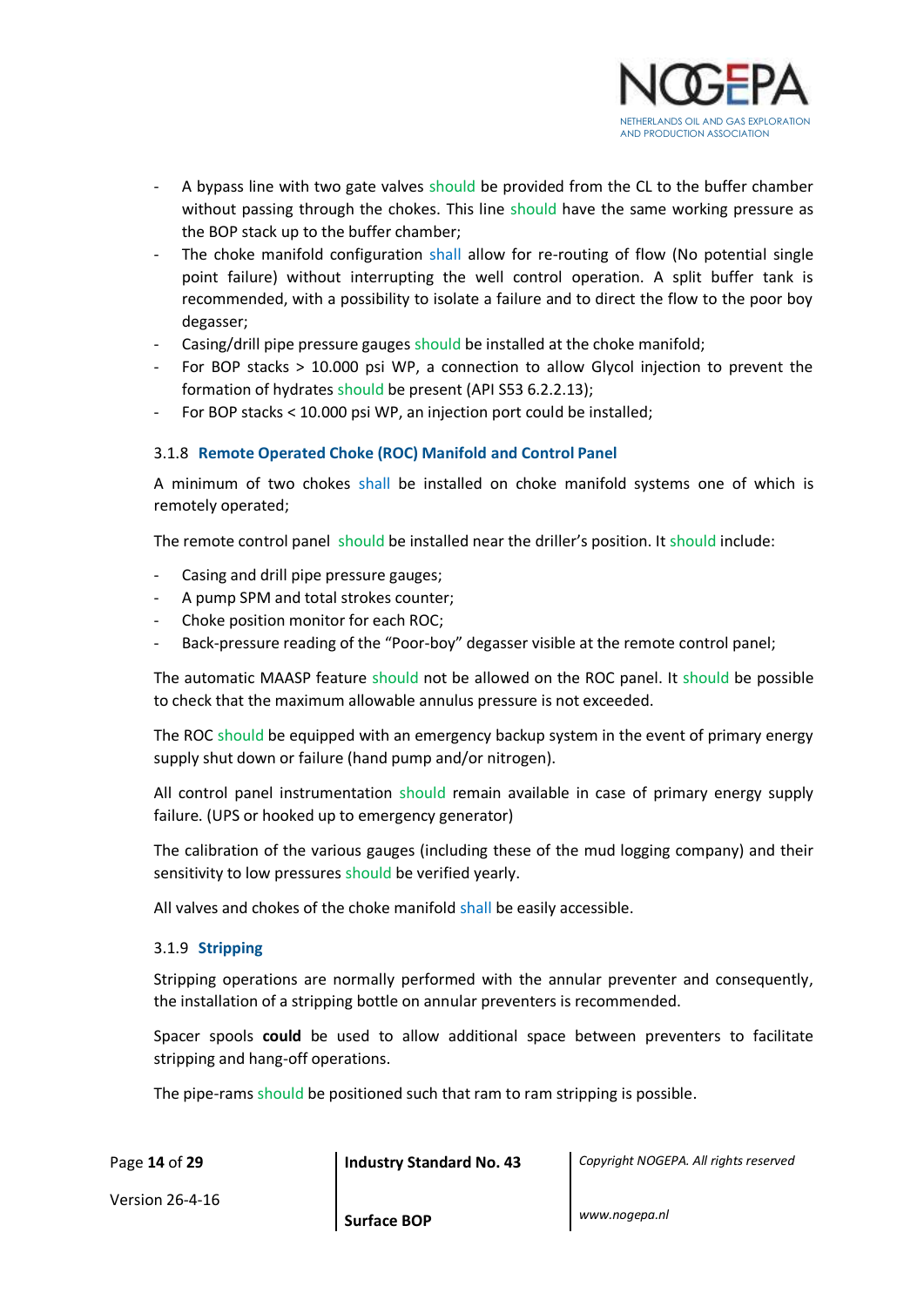- A bypass line with two gate valves should be provided from the CL to the buffer chamber without passing through the chokes. This line should have the same working pressure as the BOP stack up to the buffer chamber;
- The choke manifold configuration shall allow for re-routing of flow (No potential single point failure) without interrupting the well control operation. A split buffer tank is recommended, with a possibility to isolate a failure and to direct the flow to the poor boy degasser;
- Casing/drill pipe pressure gauges should be installed at the choke manifold;
- For BOP stacks > 10.000 psi WP, a connection to allow Glycol injection to prevent the formation of hydrates should be present (API S53 6.2.2.13);
- For BOP stacks < 10.000 psi WP, an injection port could be installed;

### 3.1.8 Remote Operated Choke (ROC) Manifold and Control Panel

A minimum of two chokes shall be installed on choke manifold systems one of which is remotely operated;

The remote control panel should be installed near the driller's position. It should include:

- Casing and drill pipe pressure gauges;
- A pump SPM and total strokes counter;
- Choke position monitor for each ROC;
- Back-pressure reading of the "Poor-boy" degasser visible at the remote control panel;

The automatic MAASP feature should not be allowed on the ROC panel. It should be possible to check that the maximum allowable annulus pressure is not exceeded.

The ROC should be equipped with an emergency backup system in the event of primary energy supply shut down or failure (hand pump and/or nitrogen).

All control panel instrumentation should remain available in case of primary energy supply failure. (UPS or hooked up to emergency generator)

The calibration of the various gauges (including these of the mud logging company) and their sensitivity to low pressures should be verified yearly.

All valves and chokes of the choke manifold shall be easily accessible.

### 3.1.9 Stripping

Stripping operations are normally performed with the annular preventer and consequently, the installation of a stripping bottle on annular preventers is recommended.

Spacer spools **could** be used to allow additional space between preventers to facilitate stripping and hang-off operations.

The pipe-rams should be positioned such that ram to ram stripping is possible.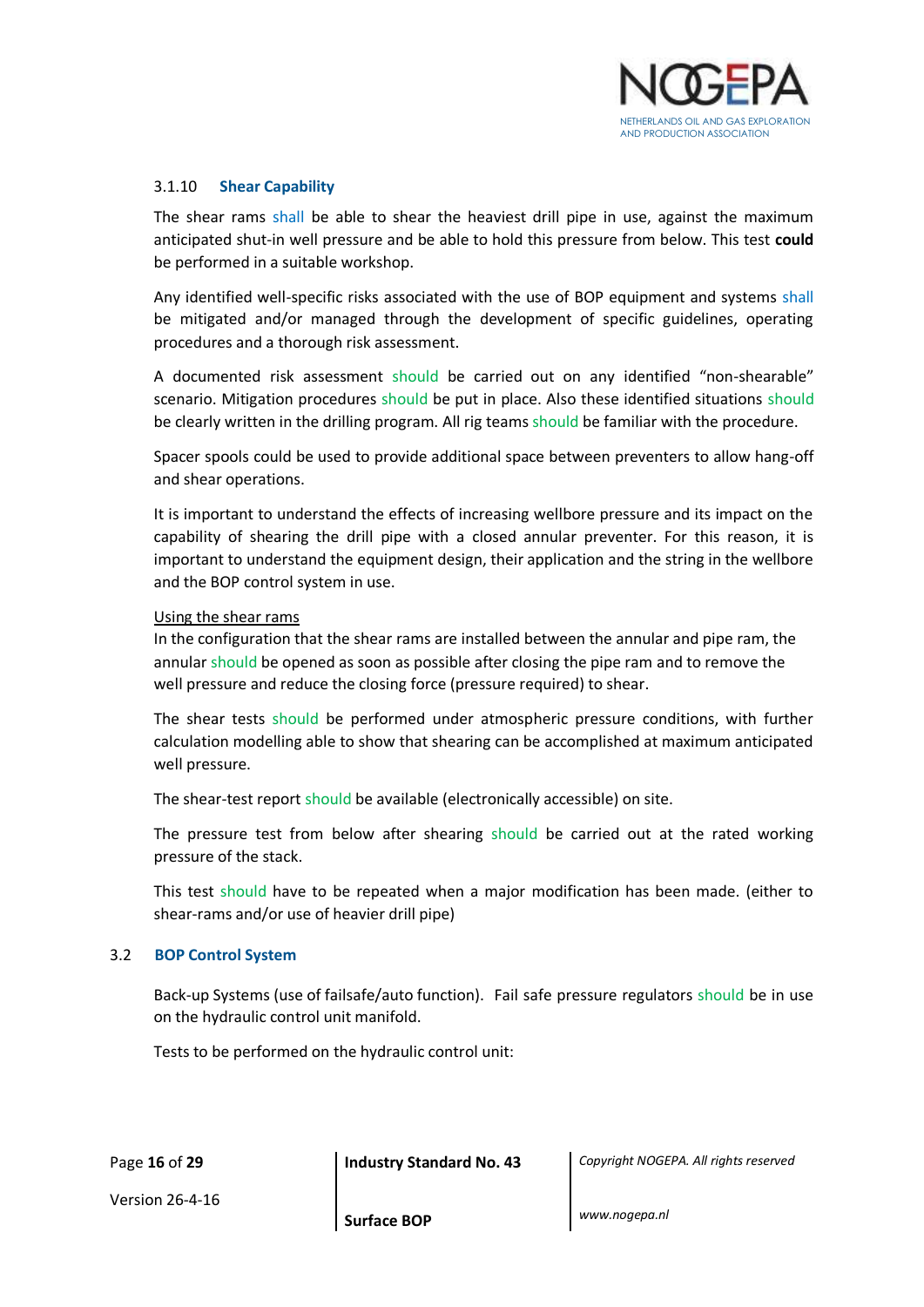### 3.1.10 Shear Capability

The shear rams shall be able to shear the heaviest drill pipe in use, against the maximum anticipated shut-in well pressure and be able to hold this pressure from below. This test **could** be performed in a suitable workshop.

Any identified well-specific risks associated with the use of BOP equipment and systems shall be mitigated and/or managed through the development of specific guidelines, operating procedures and a thorough risk assessment.

A documented risk assessment should be carried out on any identified "non-shearable" scenario. Mitigation procedures should be put in place. Also these identified situations should be clearly written in the drilling program. All rig teams should be familiar with the procedure.

Spacer spools could be used to provide additional space between preventers to allow hang-off and shear operations.

It is important to understand the effects of increasing wellbore pressure and its impact on the capability of shearing the drill pipe with a closed annular preventer. For this reason, it is important to understand the equipment design, their application and the string in the wellbore and the BOP control system in use.

Using the shear rams
In the configuration that the shear rams are installed between the annular and pipe ram, the annular should be opened as soon as possible after closing the pipe ram and to remove the well pressure and reduce the closing force (pressure required) to shear.

The shear tests should be performed under atmospheric pressure conditions, with further calculation modelling able to show that shearing can be accomplished at maximum anticipated well pressure.

The shear-test report should be available (electronically accessible) on site.

The pressure test from below after shearing should be carried out at the rated working pressure of the stack.

This test should have to be repeated when a major modification has been made. (either to shear-rams and/or use of heavier drill pipe)

## 3.2 BOP Control System

Back-up Systems (use of failsafe/auto function). Fail safe pressure regulators should be in use on the hydraulic control unit manifold.

Tests to be performed on the hydraulic control unit: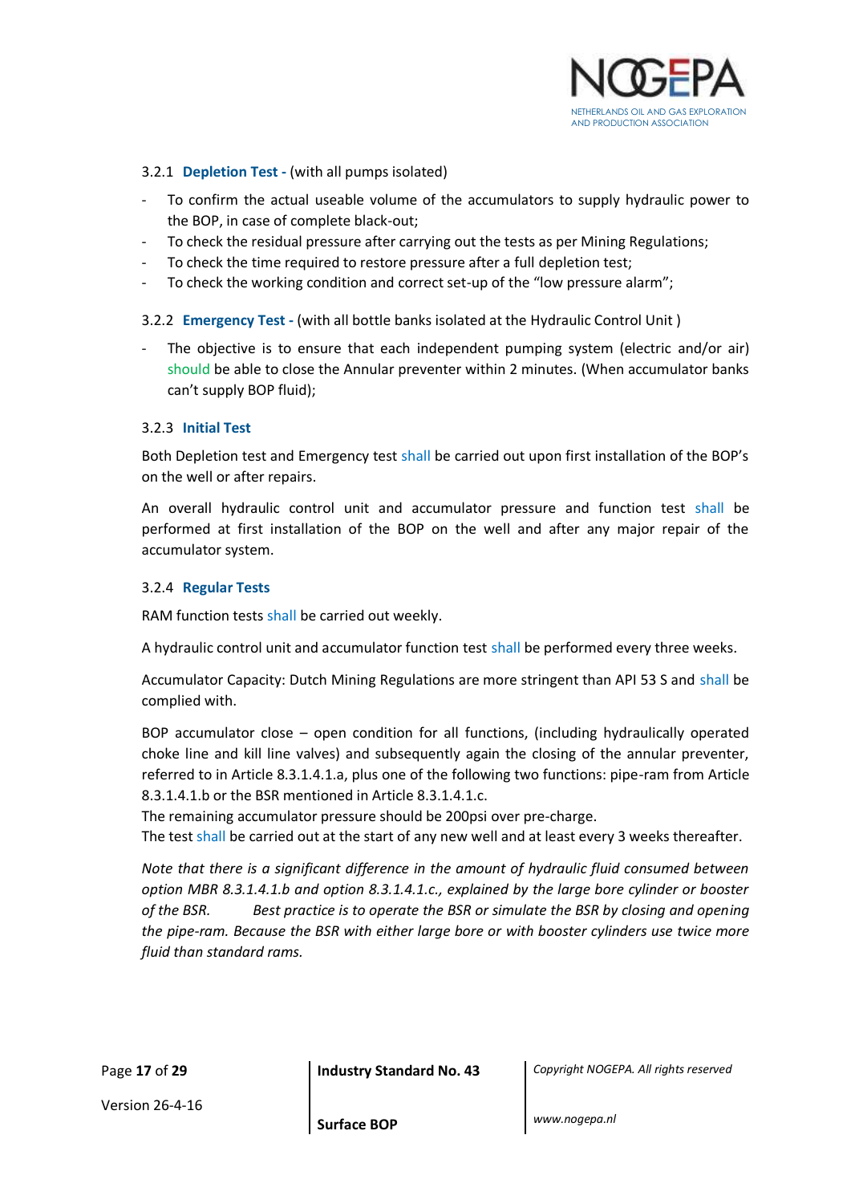### 3.2.1 Depletion Test - (with all pumps isolated)

- To confirm the actual useable volume of the accumulators to supply hydraulic power to the BOP, in case of complete black-out;
- To check the residual pressure after carrying out the tests as per Mining Regulations;
- To check the time required to restore pressure after a full depletion test;
- To check the working condition and correct set-up of the "low pressure alarm";

### 3.2.2 Emergency Test - (with all bottle banks isolated at the Hydraulic Control Unit )

- The objective is to ensure that each independent pumping system (electric and/or air) should be able to close the Annular preventer within 2 minutes. (When accumulator banks can't supply BOP fluid);

### 3.2.3 Initial Test

Both Depletion test and Emergency test shall be carried out upon first installation of the BOP's on the well or after repairs.

An overall hydraulic control unit and accumulator pressure and function test shall be performed at first installation of the BOP on the well and after any major repair of the accumulator system.

### 3.2.4 Regular Tests

RAM function tests shall be carried out weekly.

A hydraulic control unit and accumulator function test shall be performed every three weeks.

Accumulator Capacity: Dutch Mining Regulations are more stringent than API 53 S and shall be complied with.

BOP accumulator close – open condition for all functions, (including hydraulically operated choke line and kill line valves) and subsequently again the closing of the annular preventer, referred to in Article 8.3.1.4.1.a, plus one of the following two functions: pipe-ram from Article 8.3.1.4.1.b or the BSR mentioned in Article 8.3.1.4.1.c.
The remaining accumulator pressure should be 200psi over pre-charge.
The test shall be carried out at the start of any new well and at least every 3 weeks thereafter.

*Note that there is a significant difference in the amount of hydraulic fluid consumed between option MBR 8.3.1.4.1.b and option 8.3.1.4.1.c., explained by the large bore cylinder or booster of the BSR. Best practice is to operate the BSR or simulate the BSR by closing and opening the pipe-ram. Because the BSR with either large bore or with booster cylinders use twice more fluid than standard rams.*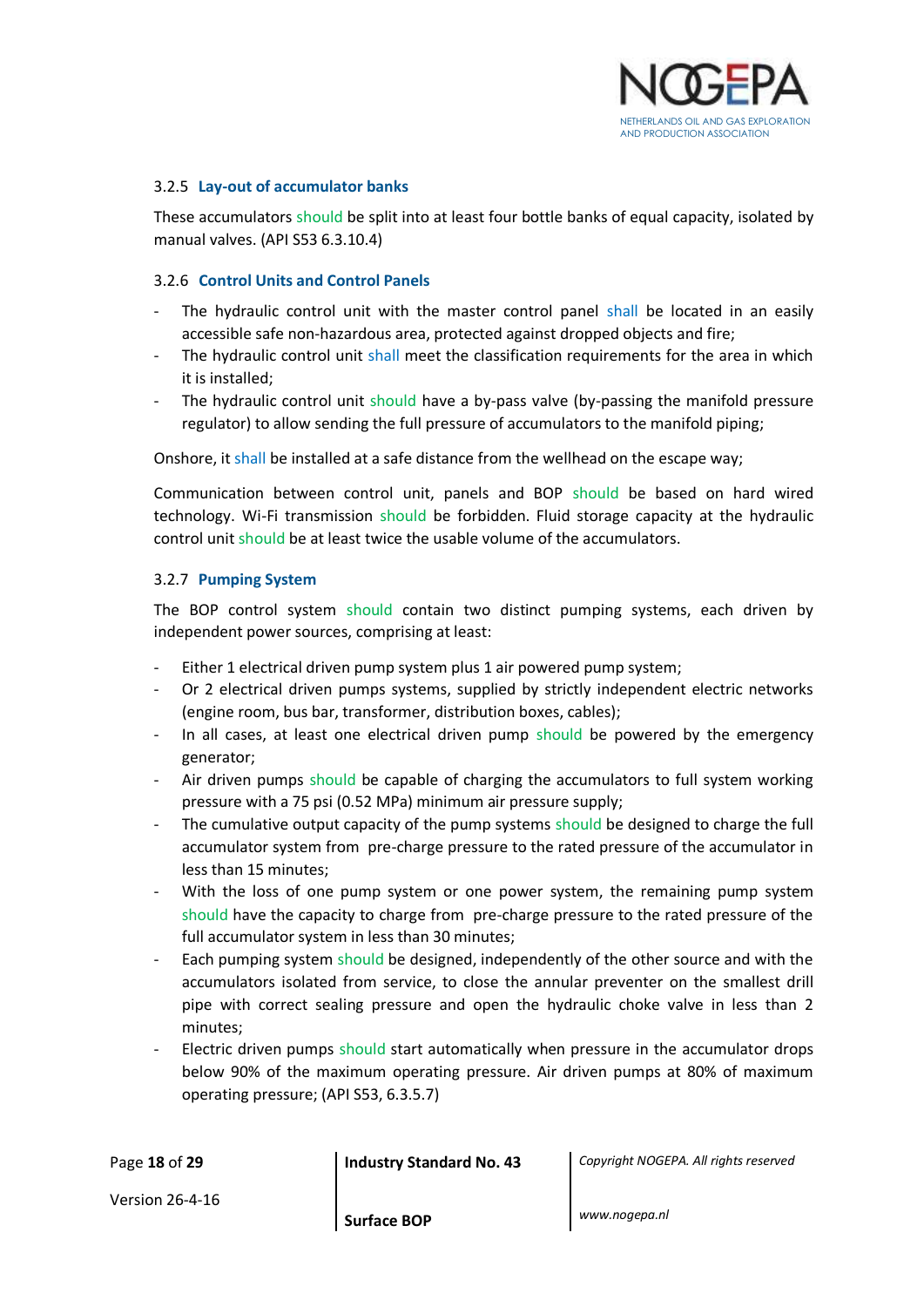### 3.2.5 Lay-out of accumulator banks

These accumulators should be split into at least four bottle banks of equal capacity, isolated by manual valves. (API S53 6.3.10.4)

### 3.2.6 Control Units and Control Panels

- The hydraulic control unit with the master control panel shall be located in an easily accessible safe non-hazardous area, protected against dropped objects and fire;
- The hydraulic control unit shall meet the classification requirements for the area in which it is installed;
- The hydraulic control unit should have a by-pass valve (by-passing the manifold pressure regulator) to allow sending the full pressure of accumulators to the manifold piping;

Onshore, it shall be installed at a safe distance from the wellhead on the escape way;

Communication between control unit, panels and BOP should be based on hard wired technology. Wi-Fi transmission should be forbidden. Fluid storage capacity at the hydraulic control unit should be at least twice the usable volume of the accumulators.

### 3.2.7 Pumping System

The BOP control system should contain two distinct pumping systems, each driven by independent power sources, comprising at least:

- Either 1 electrical driven pump system plus 1 air powered pump system;
- Or 2 electrical driven pumps systems, supplied by strictly independent electric networks (engine room, bus bar, transformer, distribution boxes, cables);
- In all cases, at least one electrical driven pump should be powered by the emergency generator;
- Air driven pumps should be capable of charging the accumulators to full system working pressure with a 75 psi (0.52 MPa) minimum air pressure supply;
- The cumulative output capacity of the pump systems should be designed to charge the full accumulator system from pre-charge pressure to the rated pressure of the accumulator in less than 15 minutes;
- With the loss of one pump system or one power system, the remaining pump system should have the capacity to charge from pre-charge pressure to the rated pressure of the full accumulator system in less than 30 minutes;
- Each pumping system should be designed, independently of the other source and with the accumulators isolated from service, to close the annular preventer on the smallest drill pipe with correct sealing pressure and open the hydraulic choke valve in less than 2 minutes;
- Electric driven pumps should start automatically when pressure in the accumulator drops below 90% of the maximum operating pressure. Air driven pumps at 80% of maximum operating pressure; (API S53, 6.3.5.7)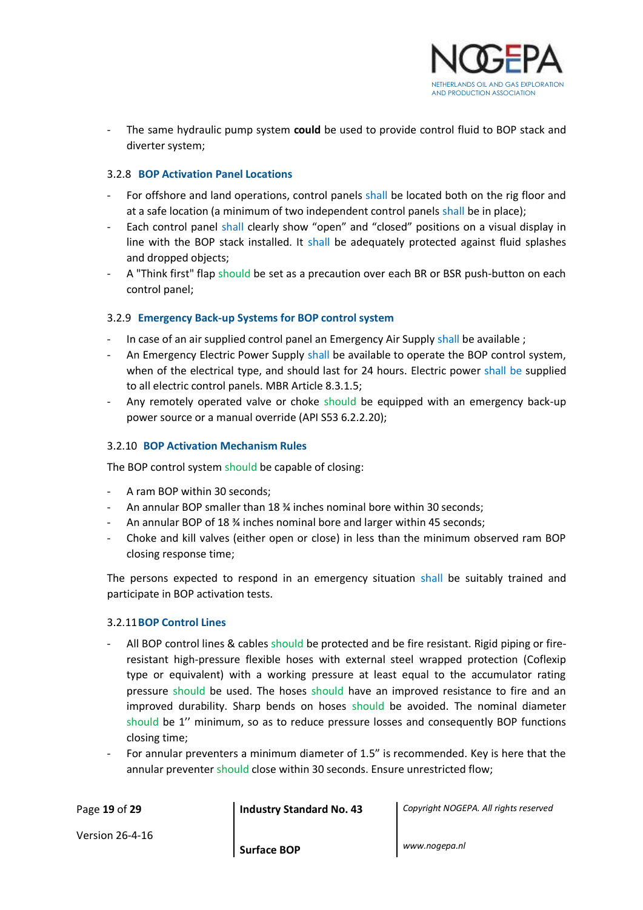- The same hydraulic pump system **could** be used to provide control fluid to BOP stack and diverter system;

### 3.2.8 BOP Activation Panel Locations

- For offshore and land operations, control panels shall be located both on the rig floor and at a safe location (a minimum of two independent control panels shall be in place);
- Each control panel shall clearly show “open” and “closed” positions on a visual display in line with the BOP stack installed. It shall be adequately protected against fluid splashes and dropped objects;
- A "Think first" flap should be set as a precaution over each BR or BSR push-button on each control panel;

### 3.2.9 Emergency Back-up Systems for BOP control system

- In case of an air supplied control panel an Emergency Air Supply shall be available ;
- An Emergency Electric Power Supply shall be available to operate the BOP control system, when of the electrical type, and should last for 24 hours. Electric power shall be supplied to all electric control panels. MBR Article 8.3.1.5;
- Any remotely operated valve or choke should be equipped with an emergency back-up power source or a manual override (API S53 6.2.2.20);

### 3.2.10 BOP Activation Mechanism Rules

The BOP control system should be capable of closing:

- A ram BOP within 30 seconds;
- An annular BOP smaller than 18 ¾ inches nominal bore within 30 seconds;
- An annular BOP of 18 ¾ inches nominal bore and larger within 45 seconds;
- Choke and kill valves (either open or close) in less than the minimum observed ram BOP closing response time;

The persons expected to respond in an emergency situation shall be suitably trained and participate in BOP activation tests.

### 3.2.11 BOP Control Lines

- All BOP control lines & cables should be protected and be fire resistant. Rigid piping or fire-resistant high-pressure flexible hoses with external steel wrapped protection (Coflexip type or equivalent) with a working pressure at least equal to the accumulator rating pressure should be used. The hoses should have an improved resistance to fire and an improved durability. Sharp bends on hoses should be avoided. The nominal diameter should be 1’’ minimum, so as to reduce pressure losses and consequently BOP functions closing time;
- For annular preventers a minimum diameter of 1.5” is recommended. Key is here that the annular preventer should close within 30 seconds. Ensure unrestricted flow;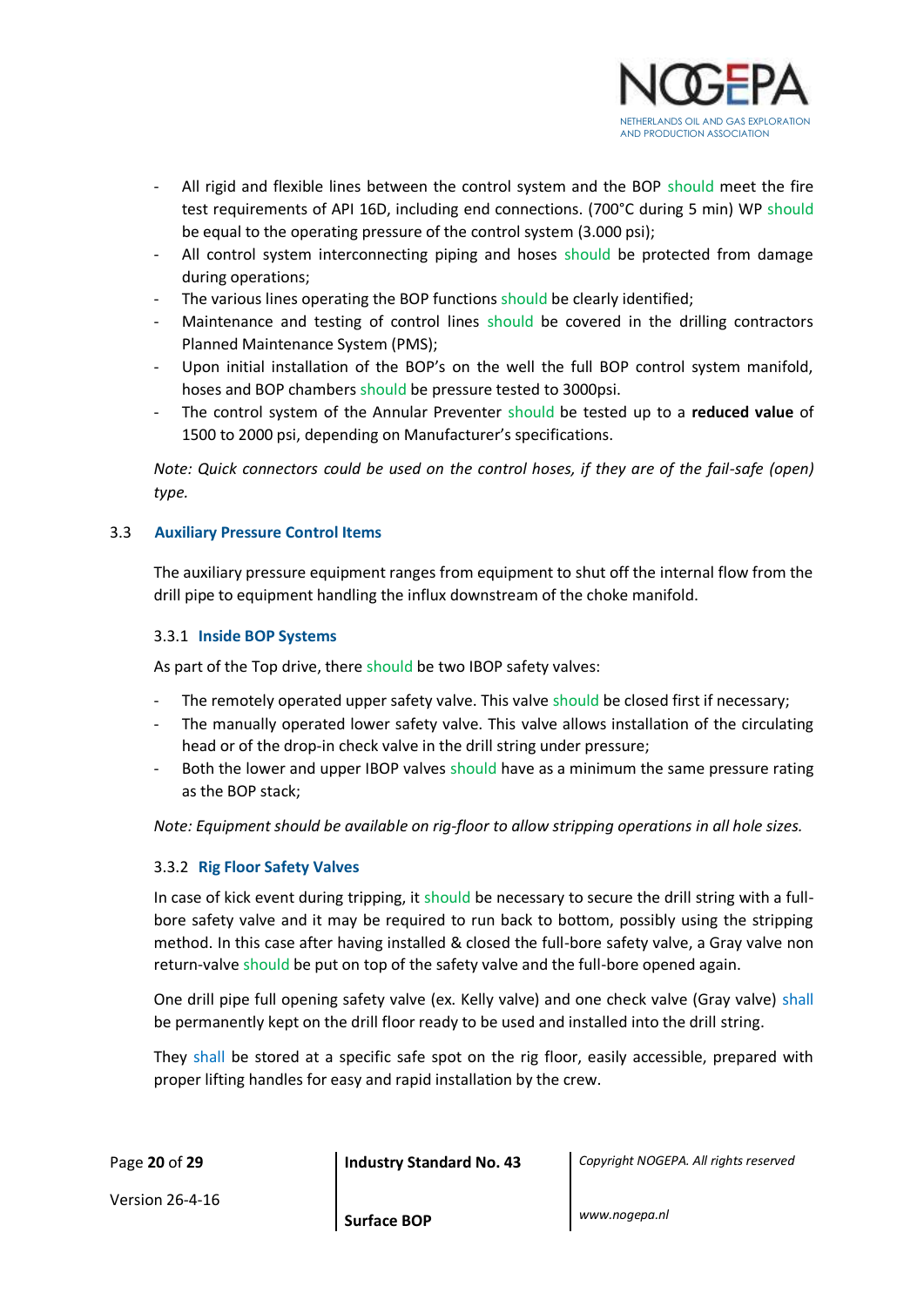- All rigid and flexible lines between the control system and the BOP should meet the fire test requirements of API 16D, including end connections. (700°C during 5 min) WP should be equal to the operating pressure of the control system (3.000 psi);
- All control system interconnecting piping and hoses should be protected from damage during operations;
- The various lines operating the BOP functions should be clearly identified;
- Maintenance and testing of control lines should be covered in the drilling contractors Planned Maintenance System (PMS);
- Upon initial installation of the BOP's on the well the full BOP control system manifold, hoses and BOP chambers should be pressure tested to 3000psi.
- The control system of the Annular Preventer should be tested up to a **reduced value** of 1500 to 2000 psi, depending on Manufacturer's specifications.

*Note: Quick connectors could be used on the control hoses, if they are of the fail-safe (open) type.*

## 3.3 Auxiliary Pressure Control Items

The auxiliary pressure equipment ranges from equipment to shut off the internal flow from the drill pipe to equipment handling the influx downstream of the choke manifold.

### 3.3.1 Inside BOP Systems

As part of the Top drive, there should be two IBOP safety valves:

- The remotely operated upper safety valve. This valve should be closed first if necessary;
- The manually operated lower safety valve. This valve allows installation of the circulating head or of the drop-in check valve in the drill string under pressure;
- Both the lower and upper IBOP valves should have as a minimum the same pressure rating as the BOP stack;

*Note: Equipment should be available on rig-floor to allow stripping operations in all hole sizes.*

### 3.3.2 Rig Floor Safety Valves

In case of kick event during tripping, it should be necessary to secure the drill string with a full-bore safety valve and it may be required to run back to bottom, possibly using the stripping method. In this case after having installed & closed the full-bore safety valve, a Gray valve non return-valve should be put on top of the safety valve and the full-bore opened again.

One drill pipe full opening safety valve (ex. Kelly valve) and one check valve (Gray valve) shall be permanently kept on the drill floor ready to be used and installed into the drill string.

They shall be stored at a specific safe spot on the rig floor, easily accessible, prepared with proper lifting handles for easy and rapid installation by the crew.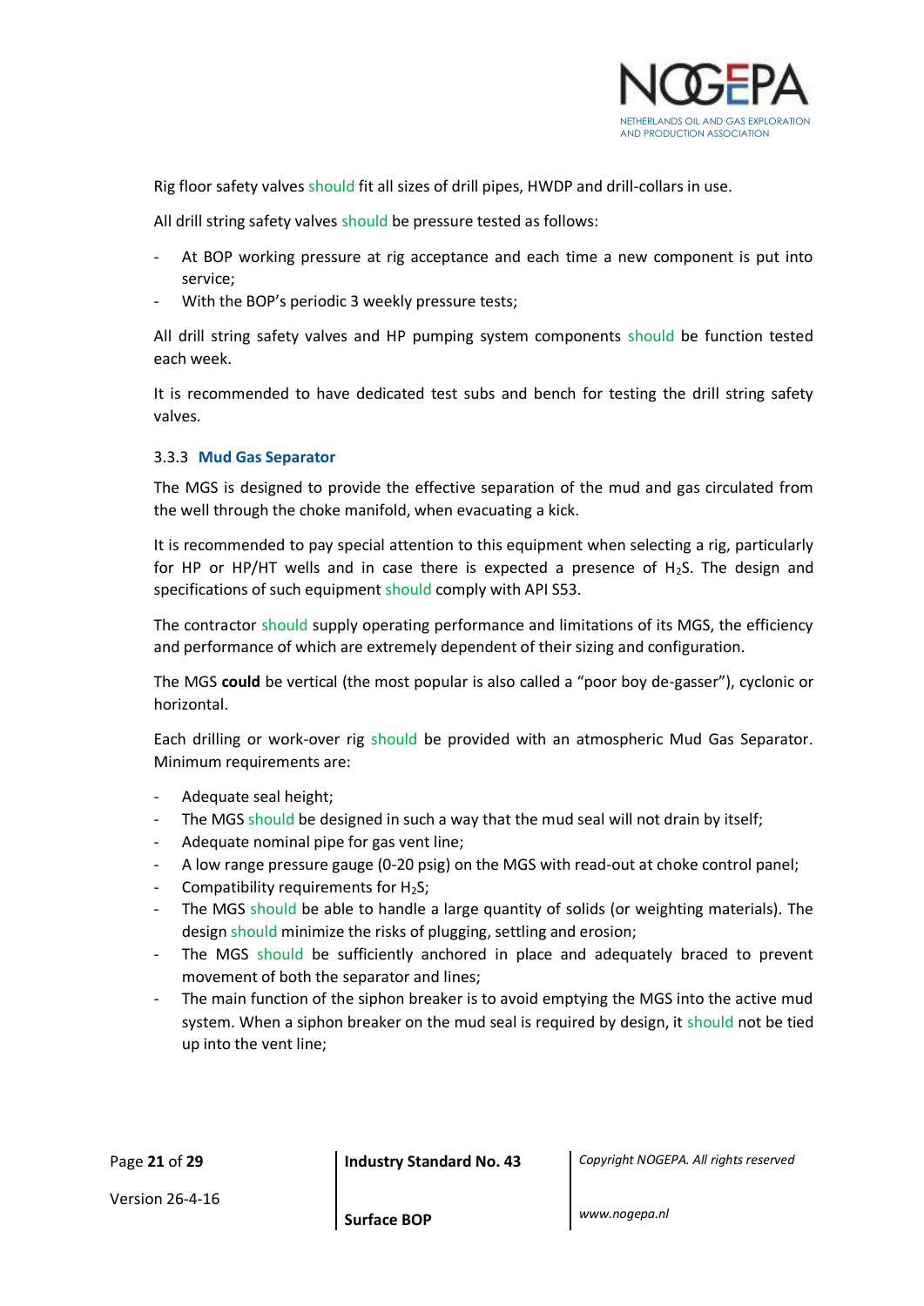Rig floor safety valves should fit all sizes of drill pipes, HWDP and drill-collars in use.

All drill string safety valves should be pressure tested as follows:

- At BOP working pressure at rig acceptance and each time a new component is put into service;
- With the BOP's periodic 3 weekly pressure tests;

All drill string safety valves and HP pumping system components should be function tested each week.

It is recommended to have dedicated test subs and bench for testing the drill string safety valves.

### 3.3.3 Mud Gas Separator

The MGS is designed to provide the effective separation of the mud and gas circulated from the well through the choke manifold, when evacuating a kick.

It is recommended to pay special attention to this equipment when selecting a rig, particularly for HP or HP/HT wells and in case there is expected a presence of $H_2S$. The design and specifications of such equipment should comply with API S53.

The contractor should supply operating performance and limitations of its MGS, the efficiency and performance of which are extremely dependent of their sizing and configuration.

The MGS **could** be vertical (the most popular is also called a "poor boy de-gasser"), cyclonic or horizontal.

Each drilling or work-over rig should be provided with an atmospheric Mud Gas Separator. Minimum requirements are:

- Adequate seal height;
- The MGS should be designed in such a way that the mud seal will not drain by itself;
- Adequate nominal pipe for gas vent line;
- A low range pressure gauge (0-20 psig) on the MGS with read-out at choke control panel;
- Compatibility requirements for $H_2S$;
- The MGS should be able to handle a large quantity of solids (or weighting materials). The design should minimize the risks of plugging, settling and erosion;
- The MGS should be sufficiently anchored in place and adequately braced to prevent movement of both the separator and lines;
- The main function of the siphon breaker is to avoid emptying the MGS into the active mud system. When a siphon breaker on the mud seal is required by design, it should not be tied up into the vent line;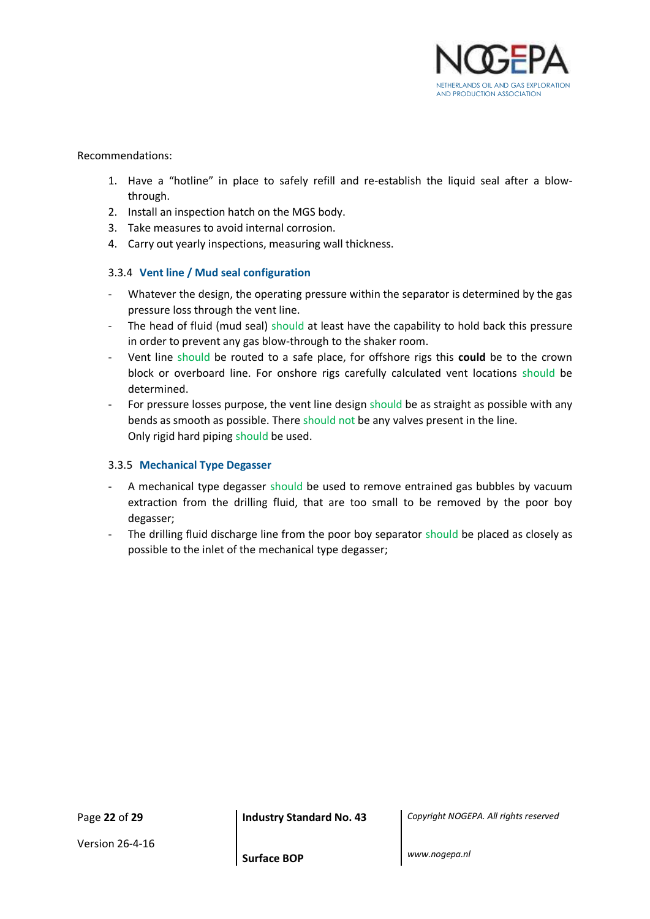Recommendations:

1. Have a "hotline" in place to safely refill and re-establish the liquid seal after a blow-through.
2. Install an inspection hatch on the MGS body.
3. Take measures to avoid internal corrosion.
4. Carry out yearly inspections, measuring wall thickness.

### 3.3.4 Vent line / Mud seal configuration

- Whatever the design, the operating pressure within the separator is determined by the gas pressure loss through the vent line.
- The head of fluid (mud seal) should at least have the capability to hold back this pressure in order to prevent any gas blow-through to the shaker room.
- Vent line should be routed to a safe place, for offshore rigs this **could** be to the crown block or overboard line. For onshore rigs carefully calculated vent locations should be determined.
- For pressure losses purpose, the vent line design should be as straight as possible with any bends as smooth as possible. There should not be any valves present in the line. Only rigid hard piping should be used.

### 3.3.5 Mechanical Type Degasser

- A mechanical type degasser should be used to remove entrained gas bubbles by vacuum extraction from the drilling fluid, that are too small to be removed by the poor boy degasser;
- The drilling fluid discharge line from the poor boy separator should be placed as closely as possible to the inlet of the mechanical type degasser;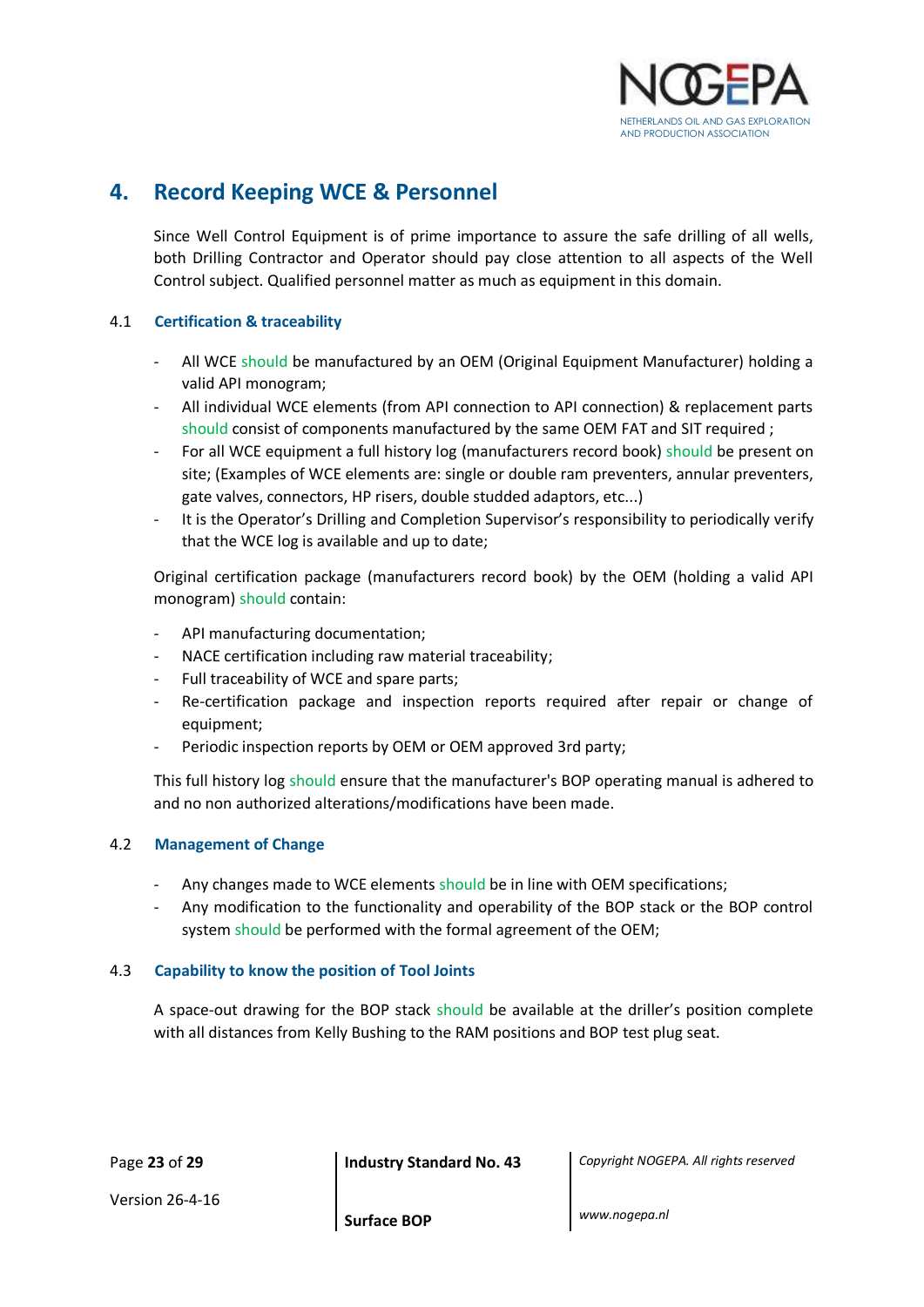## 4. Record Keeping WCE & Personnel

Since Well Control Equipment is of prime importance to assure the safe drilling of all wells, both Drilling Contractor and Operator should pay close attention to all aspects of the Well Control subject. Qualified personnel matter as much as equipment in this domain.

### 4.1 Certification & traceability

- All WCE should be manufactured by an OEM (Original Equipment Manufacturer) holding a valid API monogram;
- All individual WCE elements (from API connection to API connection) & replacement parts should consist of components manufactured by the same OEM FAT and SIT required ;
- For all WCE equipment a full history log (manufacturers record book) should be present on site; (Examples of WCE elements are: single or double ram preventers, annular preventers, gate valves, connectors, HP risers, double studded adaptors, etc...)
- It is the Operator's Drilling and Completion Supervisor's responsibility to periodically verify that the WCE log is available and up to date;

Original certification package (manufacturers record book) by the OEM (holding a valid API monogram) should contain:

- API manufacturing documentation;
- NACE certification including raw material traceability;
- Full traceability of WCE and spare parts;
- Re-certification package and inspection reports required after repair or change of equipment;
- Periodic inspection reports by OEM or OEM approved 3rd party;

This full history log should ensure that the manufacturer's BOP operating manual is adhered to and no non authorized alterations/modifications have been made.

### 4.2 Management of Change

- Any changes made to WCE elements should be in line with OEM specifications;
- Any modification to the functionality and operability of the BOP stack or the BOP control system should be performed with the formal agreement of the OEM;

### 4.3 Capability to know the position of Tool Joints

A space-out drawing for the BOP stack should be available at the driller's position complete with all distances from Kelly Bushing to the RAM positions and BOP test plug seat.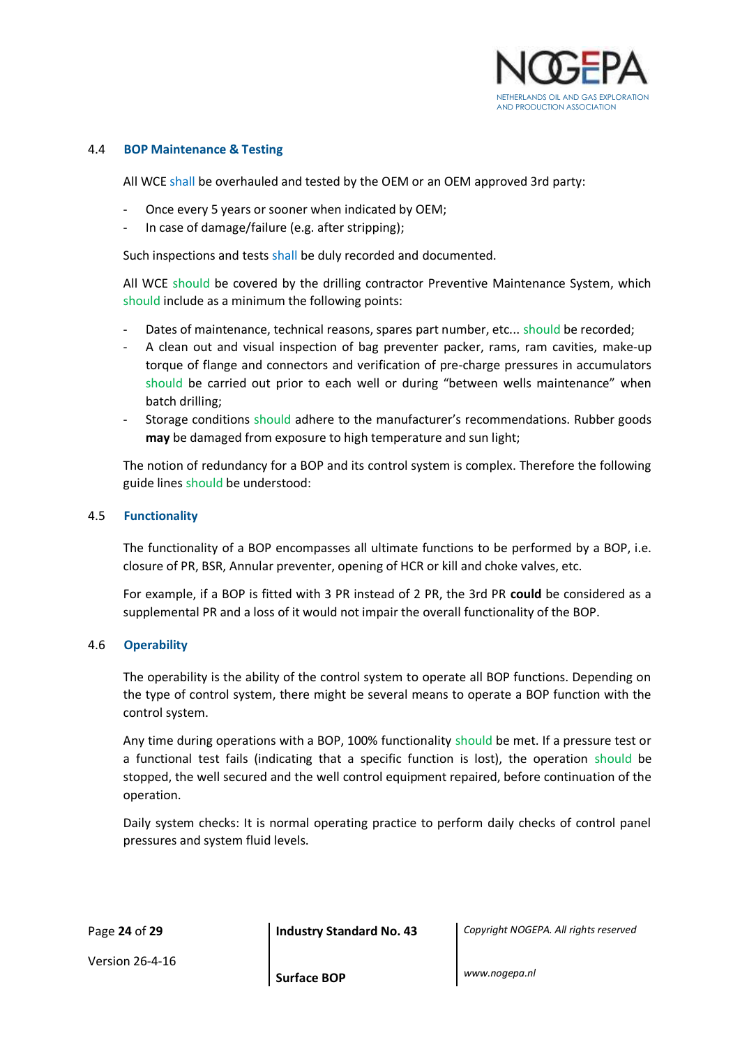## 4.4 BOP Maintenance & Testing

All WCE shall be overhauled and tested by the OEM or an OEM approved 3rd party:

- Once every 5 years or sooner when indicated by OEM;
- In case of damage/failure (e.g. after stripping);

Such inspections and tests shall be duly recorded and documented.

All WCE should be covered by the drilling contractor Preventive Maintenance System, which should include as a minimum the following points:

- Dates of maintenance, technical reasons, spares part number, etc... should be recorded;
- A clean out and visual inspection of bag preventer packer, rams, ram cavities, make-up torque of flange and connectors and verification of pre-charge pressures in accumulators should be carried out prior to each well or during "between wells maintenance" when batch drilling;
- Storage conditions should adhere to the manufacturer's recommendations. Rubber goods **may** be damaged from exposure to high temperature and sun light;

The notion of redundancy for a BOP and its control system is complex. Therefore the following guide lines should be understood:

## 4.5 Functionality

The functionality of a BOP encompasses all ultimate functions to be performed by a BOP, i.e. closure of PR, BSR, Annular preventer, opening of HCR or kill and choke valves, etc.

For example, if a BOP is fitted with 3 PR instead of 2 PR, the 3rd PR **could** be considered as a supplemental PR and a loss of it would not impair the overall functionality of the BOP.

## 4.6 Operability

The operability is the ability of the control system to operate all BOP functions. Depending on the type of control system, there might be several means to operate a BOP function with the control system.

Any time during operations with a BOP, 100% functionality should be met. If a pressure test or a functional test fails (indicating that a specific function is lost), the operation should be stopped, the well secured and the well control equipment repaired, before continuation of the operation.

Daily system checks: It is normal operating practice to perform daily checks of control panel pressures and system fluid levels.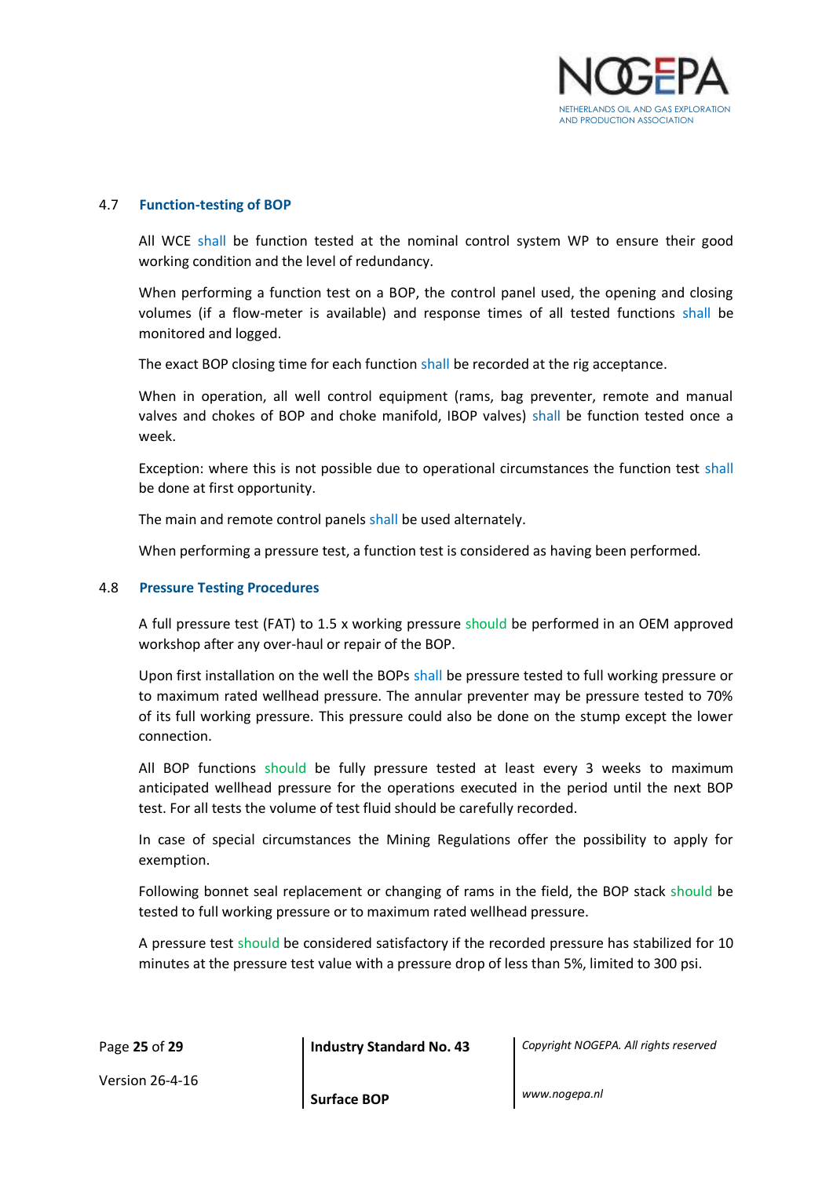### 4.7 Function-testing of BOP

All WCE shall be function tested at the nominal control system WP to ensure their good working condition and the level of redundancy.

When performing a function test on a BOP, the control panel used, the opening and closing volumes (if a flow-meter is available) and response times of all tested functions shall be monitored and logged.

The exact BOP closing time for each function shall be recorded at the rig acceptance.

When in operation, all well control equipment (rams, bag preventer, remote and manual valves and chokes of BOP and choke manifold, IBOP valves) shall be function tested once a week.

Exception: where this is not possible due to operational circumstances the function test shall be done at first opportunity.

The main and remote control panels shall be used alternately.

When performing a pressure test, a function test is considered as having been performed.

### 4.8 Pressure Testing Procedures

A full pressure test (FAT) to 1.5 x working pressure should be performed in an OEM approved workshop after any over-haul or repair of the BOP.

Upon first installation on the well the BOPs shall be pressure tested to full working pressure or to maximum rated wellhead pressure. The annular preventer may be pressure tested to 70% of its full working pressure. This pressure could also be done on the stump except the lower connection.

All BOP functions should be fully pressure tested at least every 3 weeks to maximum anticipated wellhead pressure for the operations executed in the period until the next BOP test. For all tests the volume of test fluid should be carefully recorded.

In case of special circumstances the Mining Regulations offer the possibility to apply for exemption.

Following bonnet seal replacement or changing of rams in the field, the BOP stack should be tested to full working pressure or to maximum rated wellhead pressure.

A pressure test should be considered satisfactory if the recorded pressure has stabilized for 10 minutes at the pressure test value with a pressure drop of less than 5%, limited to 300 psi.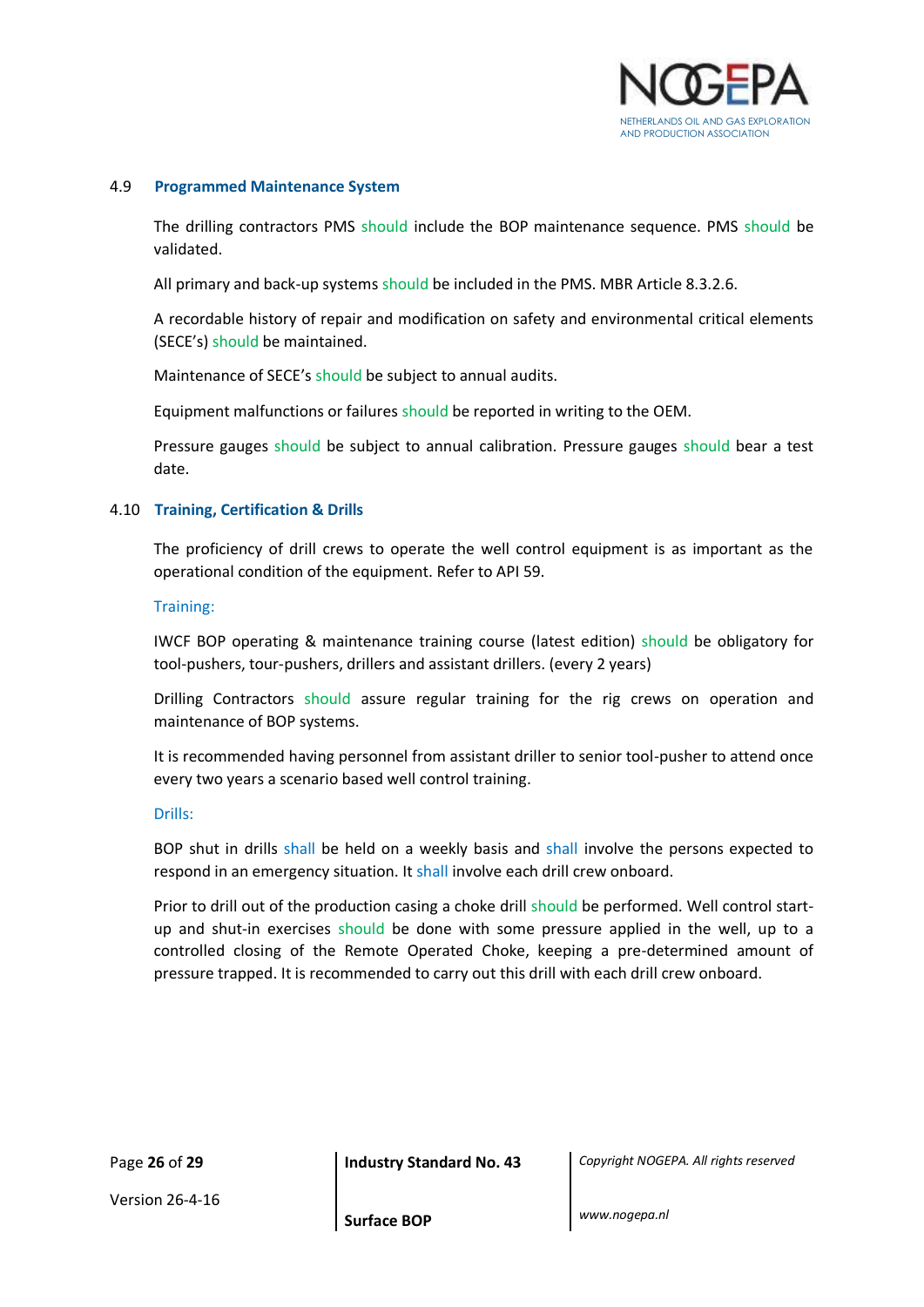### 4.9 Programmed Maintenance System

The drilling contractors PMS should include the BOP maintenance sequence. PMS should be validated.

All primary and back-up systems should be included in the PMS. MBR Article 8.3.2.6.

A recordable history of repair and modification on safety and environmental critical elements (SECE's) should be maintained.

Maintenance of SECE's should be subject to annual audits.

Equipment malfunctions or failures should be reported in writing to the OEM.

Pressure gauges should be subject to annual calibration. Pressure gauges should bear a test date.

### 4.10 Training, Certification & Drills

The proficiency of drill crews to operate the well control equipment is as important as the operational condition of the equipment. Refer to API 59.

Training:

IWCF BOP operating & maintenance training course (latest edition) should be obligatory for tool-pushers, tour-pushers, drillers and assistant drillers. (every 2 years)

Drilling Contractors should assure regular training for the rig crews on operation and maintenance of BOP systems.

It is recommended having personnel from assistant driller to senior tool-pusher to attend once every two years a scenario based well control training.

Drills:

BOP shut in drills shall be held on a weekly basis and shall involve the persons expected to respond in an emergency situation. It shall involve each drill crew onboard.

Prior to drill out of the production casing a choke drill should be performed. Well control start-up and shut-in exercises should be done with some pressure applied in the well, up to a controlled closing of the Remote Operated Choke, keeping a pre-determined amount of pressure trapped. It is recommended to carry out this drill with each drill crew onboard.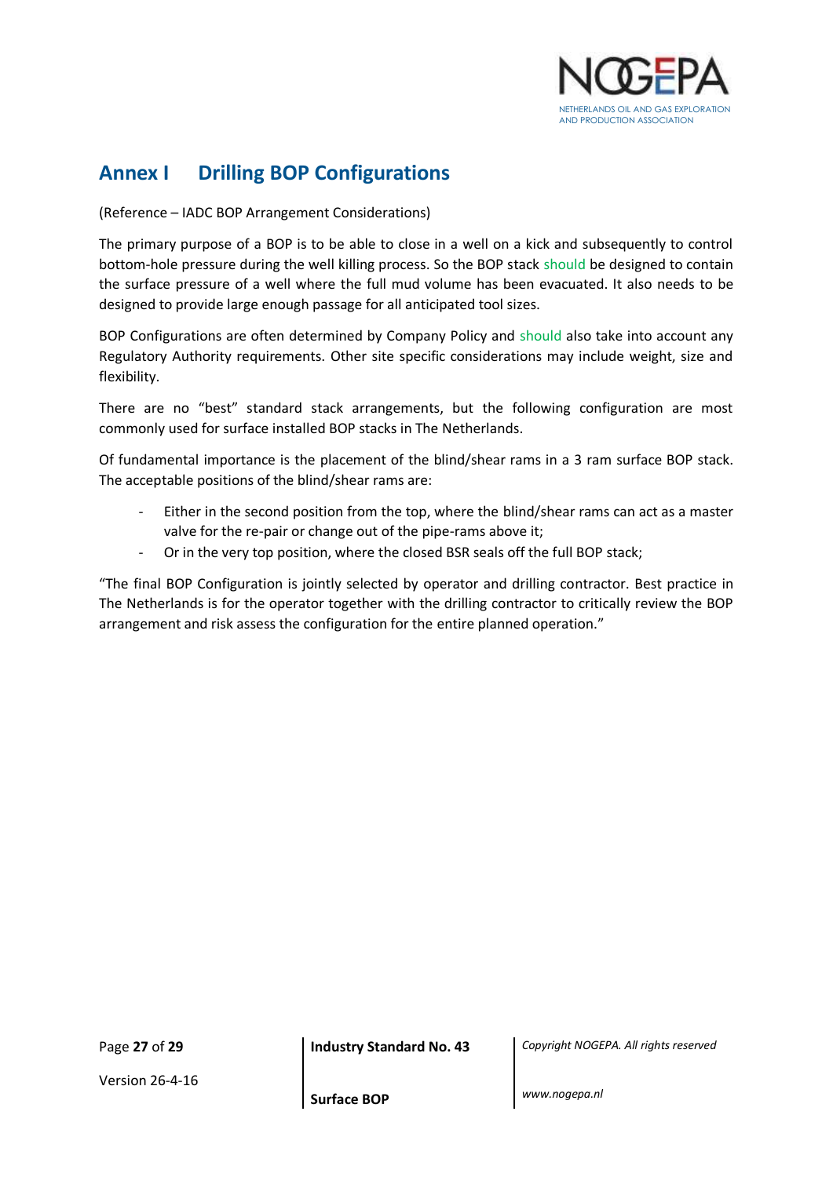# Annex I Drilling BOP Configurations

(Reference – IADC BOP Arrangement Considerations)

The primary purpose of a BOP is to be able to close in a well on a kick and subsequently to control bottom-hole pressure during the well killing process. So the BOP stack should be designed to contain the surface pressure of a well where the full mud volume has been evacuated. It also needs to be designed to provide large enough passage for all anticipated tool sizes.

BOP Configurations are often determined by Company Policy and should also take into account any Regulatory Authority requirements. Other site specific considerations may include weight, size and flexibility.

There are no "best" standard stack arrangements, but the following configuration are most commonly used for surface installed BOP stacks in The Netherlands.

Of fundamental importance is the placement of the blind/shear rams in a 3 ram surface BOP stack. The acceptable positions of the blind/shear rams are:

- Either in the second position from the top, where the blind/shear rams can act as a master valve for the re-pair or change out of the pipe-rams above it;
- Or in the very top position, where the closed BSR seals off the full BOP stack;

"The final BOP Configuration is jointly selected by operator and drilling contractor. Best practice in The Netherlands is for the operator together with the drilling contractor to critically review the BOP arrangement and risk assess the configuration for the entire planned operation."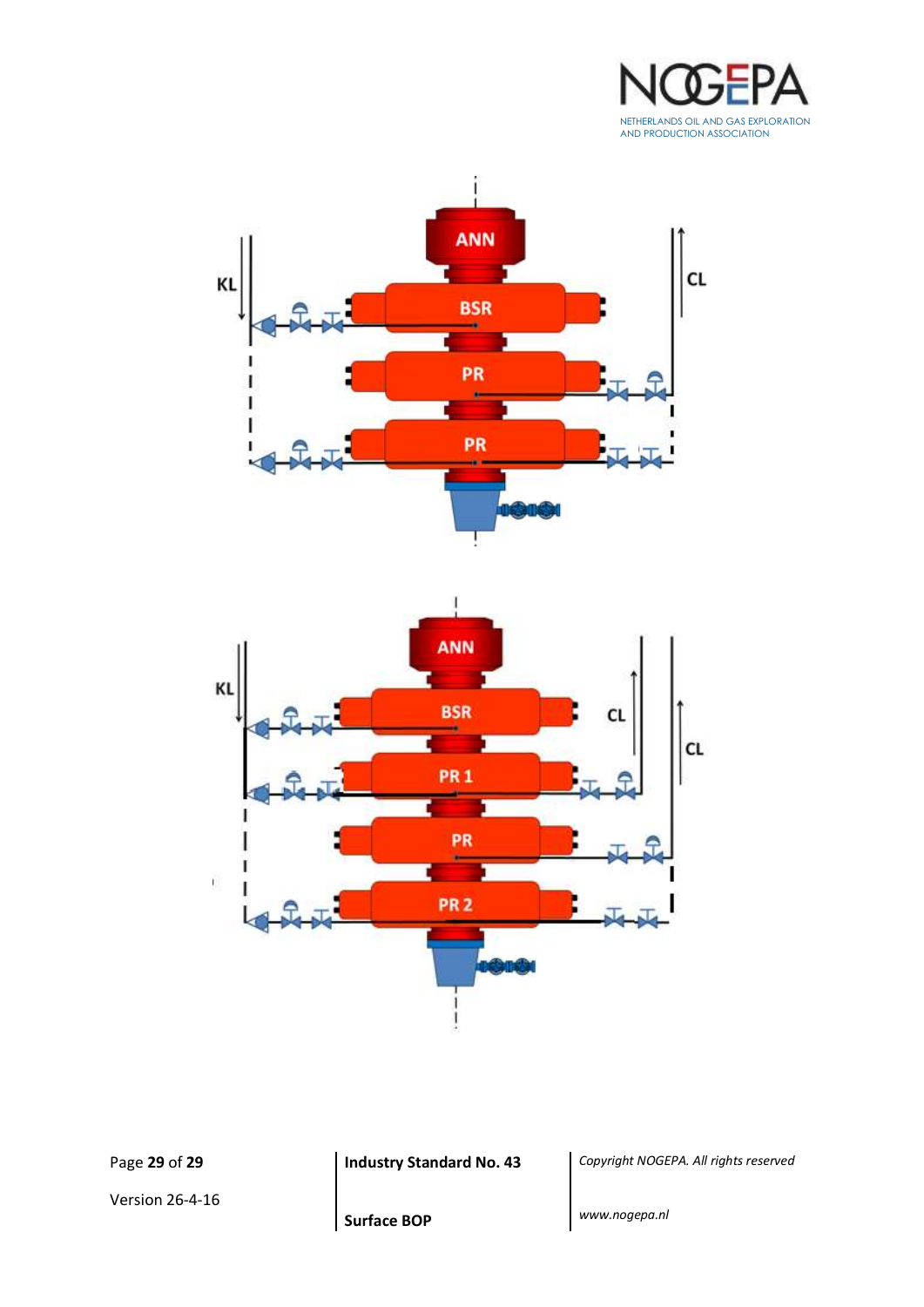ANN

KL

BSR

CL

PR

PR

ANN

KL

BSR

CL

CL

PR 1

PR

PR 2